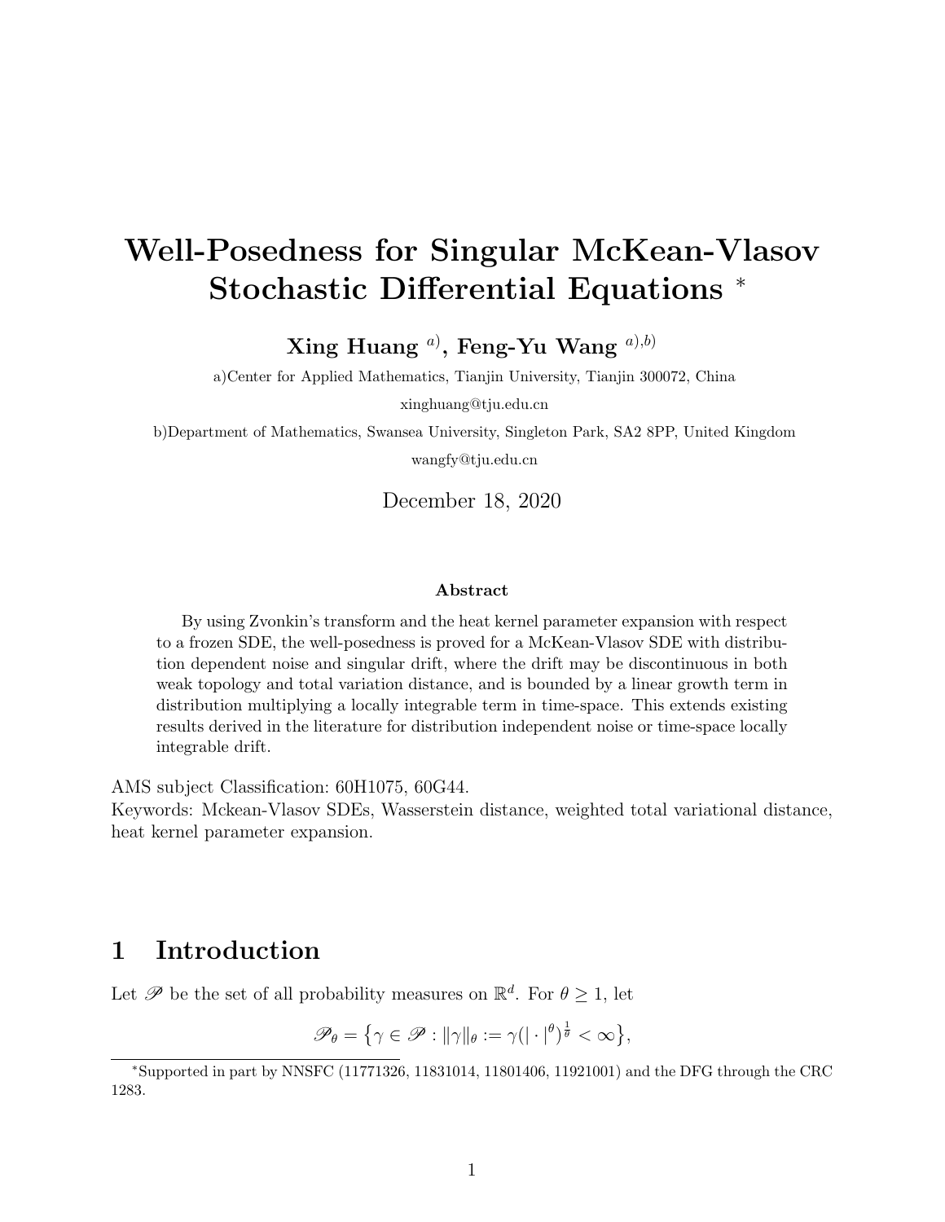# Well-Posedness for Singular McKean-Vlasov Stochastic Differential Equations *

**Xing Huang** [a)], **Feng-Yu Wang** [a),b)]

a)Center for Applied Mathematics, Tianjin University, Tianjin 300072, China

xinghuang@tju.edu.cn

b)Department of Mathematics, Swansea University, Singleton Park, SA2 8PP, United Kingdom

wangfy@tju.edu.cn

December 18, 2020

### Abstract

By using Zvonkin's transform and the heat kernel parameter expansion with respect to a frozen SDE, the well-posedness is proved for a McKean-Vlasov SDE with distribution dependent noise and singular drift, where the drift may be discontinuous in both weak topology and total variation distance, and is bounded by a linear growth term in distribution multiplying a locally integrable term in time-space. This extends existing results derived in the literature for distribution independent noise or time-space locally integrable drift.

AMS subject Classification: 60H1075, 60G44.
Keywords: Mckean-Vlasov SDEs, Wasserstein distance, weighted total variational distance, heat kernel parameter expansion.

## 1 Introduction

Let $\mathscr{P}$ be the set of all probability measures on $\mathbb{R}^d$. For $\theta \geq 1$, let

$$\mathscr{P}_\theta = \big\{\gamma \in \mathscr{P} : \|\gamma\|_\theta := \gamma(|\cdot|^\theta)^{\frac{1}{\theta}} < \infty\big\},$$

*Supported in part by NNSFC (11771326, 11831014, 11801406, 11921001) and the DFG through the CRC 1283.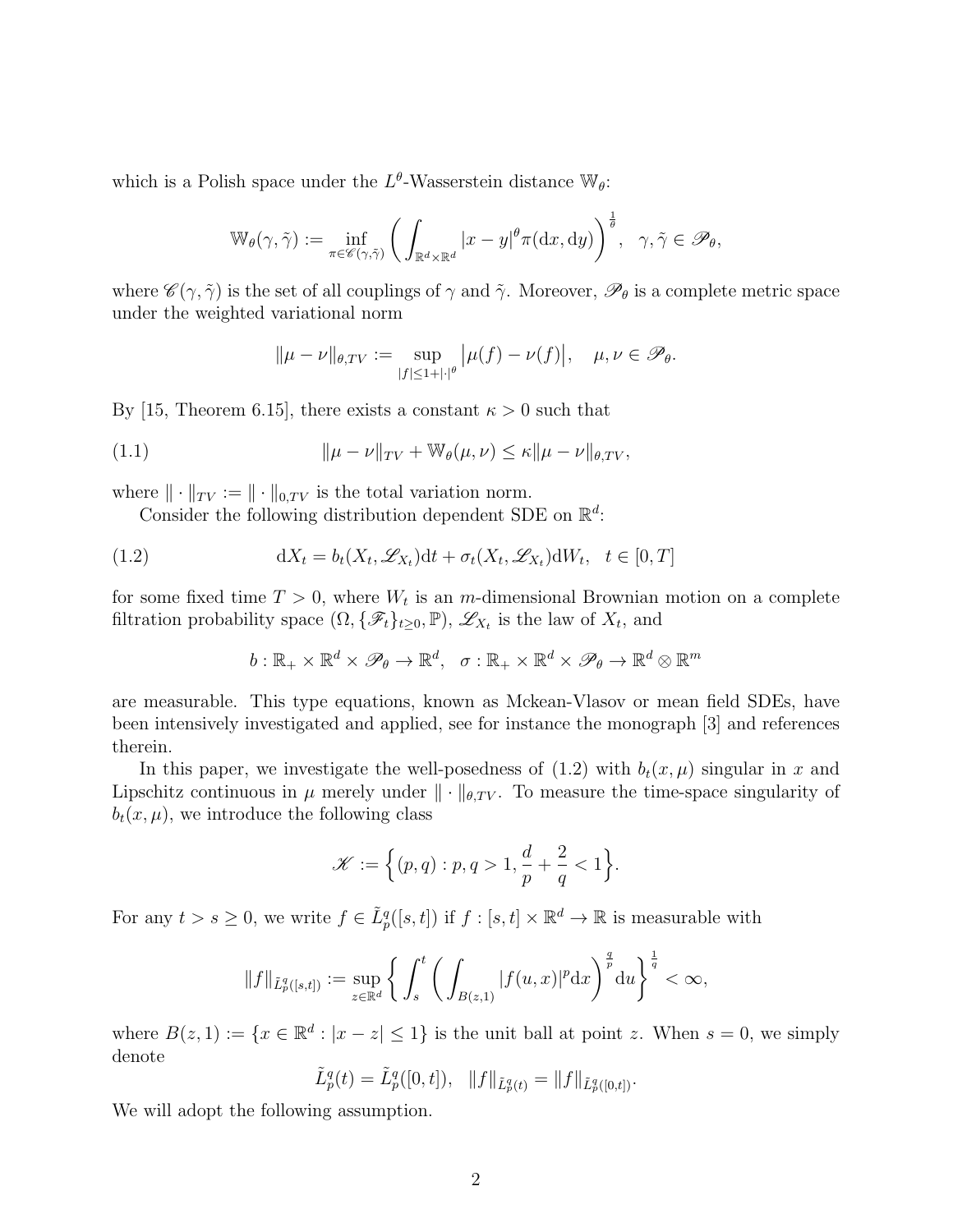which is a Polish space under the $L^\theta$-Wasserstein distance $\mathbb{W}_\theta$:

$$\mathbb{W}_\theta(\gamma,\tilde\gamma) := \inf_{\pi\in\mathscr{C}(\gamma,\tilde\gamma)} \bigg(\int_{\mathbb{R}^d\times\mathbb{R}^d} |x-y|^\theta \pi(\mathrm{d}x,\mathrm{d}y)\bigg)^{\frac{1}{\theta}}, \quad \gamma,\tilde\gamma\in\mathscr{P}_\theta,$$

where $\mathscr{C}(\gamma,\tilde\gamma)$ is the set of all couplings of $\gamma$ and $\tilde\gamma$. Moreover, $\mathscr{P}_\theta$ is a complete metric space under the weighted variational norm

$$\|\mu-\nu\|_{\theta,TV} := \sup_{|f|\le 1+|\cdot|^\theta} \big|\mu(f)-\nu(f)\big|, \quad \mu,\nu\in\mathscr{P}_\theta.$$

By [15, Theorem 6.15], there exists a constant $\kappa>0$ such that

$$\|\mu-\nu\|_{TV} + \mathbb{W}_\theta(\mu,\nu) \le \kappa\|\mu-\nu\|_{\theta,TV}, \tag{1.1}$$

where $\|\cdot\|_{TV} := \|\cdot\|_{0,TV}$ is the total variation norm.

Consider the following distribution dependent SDE on $\mathbb{R}^d$:

$$\mathrm{d}X_t = b_t(X_t,\mathscr{L}_{X_t})\mathrm{d}t + \sigma_t(X_t,\mathscr{L}_{X_t})\mathrm{d}W_t, \quad t\in[0,T] \tag{1.2}$$

for some fixed time $T>0$, where $W_t$ is an $m$-dimensional Brownian motion on a complete filtration probability space $(\Omega,\{\mathscr{F}_t\}_{t\ge0},\mathbb{P})$, $\mathscr{L}_{X_t}$ is the law of $X_t$, and

$$b:\mathbb{R}_+\times\mathbb{R}^d\times\mathscr{P}_\theta\to\mathbb{R}^d, \quad \sigma:\mathbb{R}_+\times\mathbb{R}^d\times\mathscr{P}_\theta\to\mathbb{R}^d\otimes\mathbb{R}^m$$

are measurable. This type equations, known as Mckean-Vlasov or mean field SDEs, have been intensively investigated and applied, see for instance the monograph [3] and references therein.

In this paper, we investigate the well-posedness of (1.2) with $b_t(x,\mu)$ singular in $x$ and Lipschitz continuous in $\mu$ merely under $\|\cdot\|_{\theta,TV}$. To measure the time-space singularity of $b_t(x,\mu)$, we introduce the following class

$$\mathscr{K} := \Big\{(p,q): p,q>1, \frac{d}{p}+\frac{2}{q}<1\Big\}.$$

For any $t>s\ge0$, we write $f\in\tilde L_p^q([s,t])$ if $f:[s,t]\times\mathbb{R}^d\to\mathbb{R}$ is measurable with

$$\|f\|_{\tilde L_p^q([s,t])} := \sup_{z\in\mathbb{R}^d}\bigg\{\int_s^t\bigg(\int_{B(z,1)}|f(u,x)|^p\mathrm{d}x\bigg)^{\frac{q}{p}}\mathrm{d}u\bigg\}^{\frac{1}{q}} < \infty,$$

where $B(z,1) := \{x\in\mathbb{R}^d : |x-z|\le 1\}$ is the unit ball at point $z$. When $s=0$, we simply denote

$$\tilde L_p^q(t) = \tilde L_p^q([0,t]), \quad \|f\|_{\tilde L_p^q(t)} = \|f\|_{\tilde L_p^q([0,t])}.$$

We will adopt the following assumption.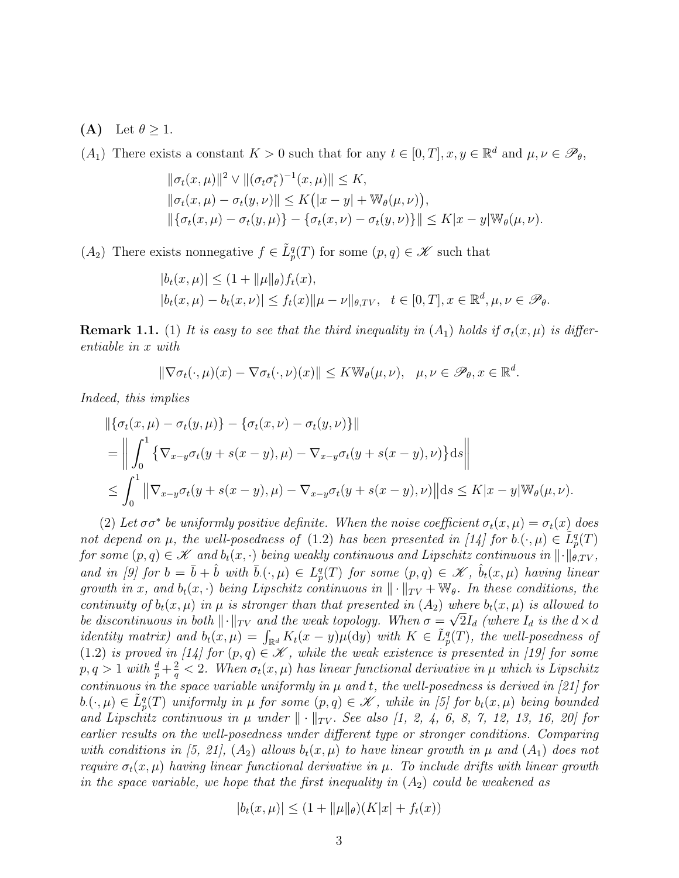**(A)** Let $\theta \geq 1$.

$(A_1)$ There exists a constant $K > 0$ such that for any $t \in [0,T], x, y \in \mathbb{R}^d$ and $\mu, \nu \in \mathscr{P}_\theta$,

$$
\begin{aligned}
&\|\sigma_t(x,\mu)\|^2 \vee \|(\sigma_t\sigma_t^*)^{-1}(x,\mu)\| \leq K,\\
&\|\sigma_t(x,\mu) - \sigma_t(y,\nu)\| \leq K\big(|x-y| + \mathbb{W}_\theta(\mu,\nu)\big),\\
&\|\{\sigma_t(x,\mu) - \sigma_t(y,\mu)\} - \{\sigma_t(x,\nu) - \sigma_t(y,\nu)\}\| \leq K|x-y|\mathbb{W}_\theta(\mu,\nu).
\end{aligned}
$$

$(A_2)$ There exists nonnegative $f \in \tilde{L}_p^q(T)$ for some $(p,q) \in \mathscr{K}$ such that

$$
\begin{aligned}
&|b_t(x,\mu)| \leq (1 + \|\mu\|_\theta) f_t(x),\\
&|b_t(x,\mu) - b_t(x,\nu)| \leq f_t(x)\|\mu - \nu\|_{\theta,TV}, \quad t \in [0,T], x \in \mathbb{R}^d, \mu,\nu \in \mathscr{P}_\theta.
\end{aligned}
$$

**Remark 1.1.** *(1) It is easy to see that the third inequality in $(A_1)$ holds if $\sigma_t(x,\mu)$ is differentiable in $x$ with*

$$
\|\nabla\sigma_t(\cdot,\mu)(x) - \nabla\sigma_t(\cdot,\nu)(x)\| \leq K\mathbb{W}_\theta(\mu,\nu), \quad \mu,\nu \in \mathscr{P}_\theta, x \in \mathbb{R}^d.
$$

*Indeed, this implies*

$$
\begin{aligned}
&\|\{\sigma_t(x,\mu) - \sigma_t(y,\mu)\} - \{\sigma_t(x,\nu) - \sigma_t(y,\nu)\}\|\\
&= \bigg\| \int_0^1 \big\{\nabla_{x-y}\sigma_t(y + s(x-y),\mu) - \nabla_{x-y}\sigma_t(y+s(x-y),\nu)\big\}\mathrm{d}s\bigg\|\\
&\leq \int_0^1 \big\|\nabla_{x-y}\sigma_t(y+s(x-y),\mu) - \nabla_{x-y}\sigma_t(y+s(x-y),\nu)\big\|\mathrm{d}s \leq K|x-y|\mathbb{W}_\theta(\mu,\nu).
\end{aligned}
$$

*(2) Let $\sigma\sigma^*$ be uniformly positive definite. When the noise coefficient $\sigma_t(x,\mu) = \sigma_t(x)$ does not depend on $\mu$, the well-posedness of (1.2) has been presented in [14] for $b_\cdot(\cdot,\mu) \in \tilde{L}_p^q(T)$ for some $(p,q) \in \mathscr{K}$ and $b_t(x,\cdot)$ being weakly continuous and Lipschitz continuous in $\|\cdot\|_{\theta,TV}$, and in [9] for $b = \bar{b} + \hat{b}$ with $\bar{b}_\cdot(\cdot,\mu) \in L_p^q(T)$ for some $(p,q) \in \mathscr{K}$, $\hat{b}_t(x,\mu)$ having linear growth in $x$, and $b_t(x,\cdot)$ being Lipschitz continuous in $\|\cdot\|_{TV} + \mathbb{W}_\theta$. In these conditions, the continuity of $b_t(x,\mu)$ in $\mu$ is stronger than that presented in $(A_2)$ where $b_t(x,\mu)$ is allowed to be discontinuous in both $\|\cdot\|_{TV}$ and the weak topology. When $\sigma = \sqrt{2}I_d$ (where $I_d$ is the $d\times d$ identity matrix) and $b_t(x,\mu) = \int_{\mathbb{R}^d} K_t(x-y)\mu(\mathrm{d}y)$ with $K \in \tilde{L}_p^q(T)$, the well-posedness of (1.2) is proved in [14] for $(p,q) \in \mathscr{K}$, while the weak existence is presented in [19] for some $p,q > 1$ with $\frac{d}{p} + \frac{2}{q} < 2$. When $\sigma_t(x,\mu)$ has linear functional derivative in $\mu$ which is Lipschitz continuous in the space variable uniformly in $\mu$ and $t$, the well-posedness is derived in [21] for $b_\cdot(\cdot,\mu) \in \tilde{L}_p^q(T)$ uniformly in $\mu$ for some $(p,q) \in \mathscr{K}$, while in [5] for $b_t(x,\mu)$ being bounded and Lipschitz continuous in $\mu$ under $\|\cdot\|_{TV}$. See also [1, 2, 4, 6, 8, 7, 12, 13, 16, 20] for earlier results on the well-posedness under different type or stronger conditions. Comparing with conditions in [5, 21], $(A_2)$ allows $b_t(x,\mu)$ to have linear growth in $\mu$ and $(A_1)$ does not require $\sigma_t(x,\mu)$ having linear functional derivative in $\mu$. To include drifts with linear growth in the space variable, we hope that the first inequality in $(A_2)$ could be weakened as*

$$
|b_t(x,\mu)| \leq (1 + \|\mu\|_\theta)(K|x| + f_t(x))
$$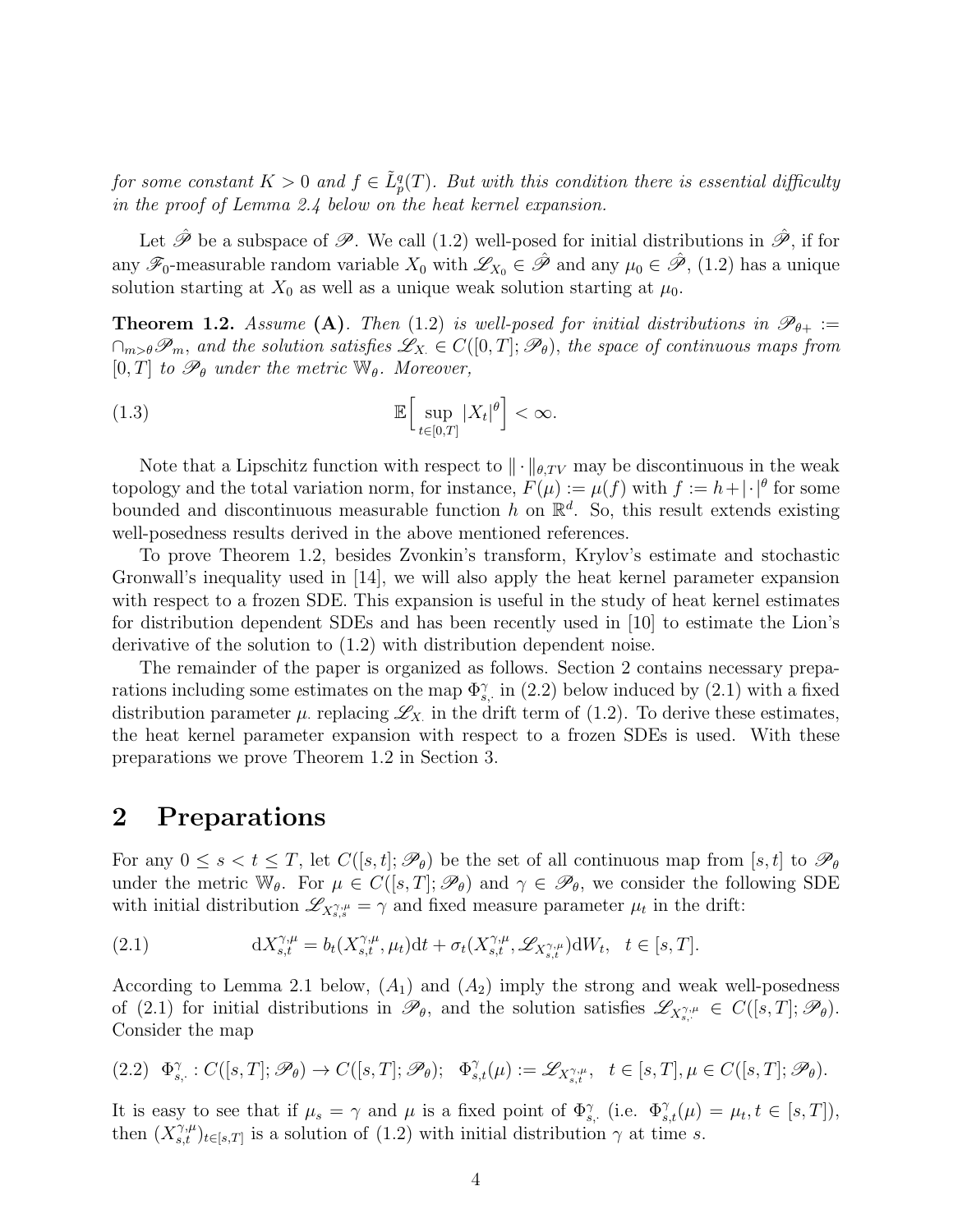*for some constant $K > 0$ and $f \in \tilde{L}_p^q(T)$. But with this condition there is essential difficulty in the proof of Lemma 2.4 below on the heat kernel expansion.*

Let $\hat{\mathscr{P}}$ be a subspace of $\mathscr{P}$. We call (1.2) well-posed for initial distributions in $\hat{\mathscr{P}}$, if for any $\mathscr{F}_0$-measurable random variable $X_0$ with $\mathscr{L}_{X_0} \in \hat{\mathscr{P}}$ and any $\mu_0 \in \hat{\mathscr{P}}$, (1.2) has a unique solution starting at $X_0$ as well as a unique weak solution starting at $\mu_0$.

**Theorem 1.2.** *Assume* **(A)**. *Then* (1.2) *is well-posed for initial distributions in $\mathscr{P}_{\theta+} := \cap_{m>\theta}\mathscr{P}_m$, and the solution satisfies $\mathscr{L}_{X_\cdot} \in C([0,T];\mathscr{P}_\theta)$, the space of continuous maps from $[0,T]$ to $\mathscr{P}_\theta$ under the metric $\mathbb{W}_\theta$. Moreover,*

$$\mathbb{E}\Big[\sup_{t\in[0,T]}|X_t|^\theta\Big] < \infty. \tag{1.3}$$

Note that a Lipschitz function with respect to $\|\cdot\|_{\theta,TV}$ may be discontinuous in the weak topology and the total variation norm, for instance, $F(\mu) := \mu(f)$ with $f := h + |\cdot|^\theta$ for some bounded and discontinuous measurable function $h$ on $\mathbb{R}^d$. So, this result extends existing well-posedness results derived in the above mentioned references.

To prove Theorem 1.2, besides Zvonkin's transform, Krylov's estimate and stochastic Gronwall's inequality used in [14], we will also apply the heat kernel parameter expansion with respect to a frozen SDE. This expansion is useful in the study of heat kernel estimates for distribution dependent SDEs and has been recently used in [10] to estimate the Lion's derivative of the solution to (1.2) with distribution dependent noise.

The remainder of the paper is organized as follows. Section 2 contains necessary preparations including some estimates on the map $\Phi^\gamma_{s,\cdot}$ in (2.2) below induced by (2.1) with a fixed distribution parameter $\mu_\cdot$ replacing $\mathscr{L}_{X_\cdot}$ in the drift term of (1.2). To derive these estimates, the heat kernel parameter expansion with respect to a frozen SDEs is used. With these preparations we prove Theorem 1.2 in Section 3.

# 2 Preparations

For any $0 \le s < t \le T$, let $C([s,t];\mathscr{P}_\theta)$ be the set of all continuous map from $[s,t]$ to $\mathscr{P}_\theta$ under the metric $\mathbb{W}_\theta$. For $\mu \in C([s,T];\mathscr{P}_\theta)$ and $\gamma \in \mathscr{P}_\theta$, we consider the following SDE with initial distribution $\mathscr{L}_{X^{\gamma,\mu}_{s,s}} = \gamma$ and fixed measure parameter $\mu_t$ in the drift:

$$\mathrm{d}X^{\gamma,\mu}_{s,t} = b_t(X^{\gamma,\mu}_{s,t},\mu_t)\mathrm{d}t + \sigma_t(X^{\gamma,\mu}_{s,t},\mathscr{L}_{X^{\gamma,\mu}_{s,t}})\mathrm{d}W_t, \quad t \in [s,T]. \tag{2.1}$$

According to Lemma 2.1 below, $(A_1)$ and $(A_2)$ imply the strong and weak well-posedness of (2.1) for initial distributions in $\mathscr{P}_\theta$, and the solution satisfies $\mathscr{L}_{X^{\gamma,\mu}_{s,\cdot}} \in C([s,T];\mathscr{P}_\theta)$. Consider the map

$$\Phi^\gamma_{s,\cdot} : C([s,T];\mathscr{P}_\theta) \to C([s,T];\mathscr{P}_\theta); \quad \Phi^\gamma_{s,t}(\mu) := \mathscr{L}_{X^{\gamma,\mu}_{s,t}}, \quad t \in [s,T], \mu \in C([s,T];\mathscr{P}_\theta). \tag{2.2}$$

It is easy to see that if $\mu_s = \gamma$ and $\mu$ is a fixed point of $\Phi^\gamma_{s,\cdot}$ (i.e. $\Phi^\gamma_{s,t}(\mu) = \mu_t, t \in [s,T]$), then $(X^{\gamma,\mu}_{s,t})_{t\in[s,T]}$ is a solution of (1.2) with initial distribution $\gamma$ at time $s$.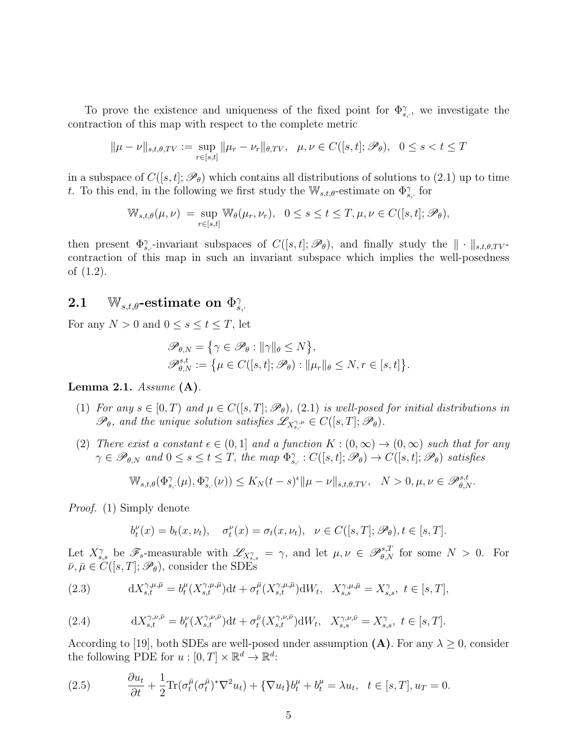To prove the existence and uniqueness of the fixed point for $\Phi^\gamma_{s,\cdot}$, we investigate the contraction of this map with respect to the complete metric

$$\|\mu-\nu\|_{s,t,\theta,TV} := \sup_{r\in[s,t]} \|\mu_r-\nu_r\|_{\theta,TV}, \quad \mu,\nu\in C([s,t];\mathscr{P}_\theta), \quad 0\le s<t\le T$$

in a subspace of $C([s,t];\mathscr{P}_\theta)$ which contains all distributions of solutions to (2.1) up to time $t$. To this end, in the following we first study the $\mathbb{W}_{s,t,\theta}$-estimate on $\Phi^\gamma_{s,\cdot}$ for

$$\mathbb{W}_{s,t,\theta}(\mu,\nu) = \sup_{r\in[s,t]} \mathbb{W}_\theta(\mu_r,\nu_r), \quad 0\le s\le t\le T, \mu,\nu\in C([s,t];\mathscr{P}_\theta),$$

then present $\Phi^\gamma_{s,\cdot}$-invariant subspaces of $C([s,t];\mathscr{P}_\theta)$, and finally study the $\|\cdot\|_{s,t,\theta,TV}$-contraction of this map in such an invariant subspace which implies the well-posedness of (1.2).

## 2.1 $\mathbb{W}_{s,t,\theta}$-estimate on $\Phi^\gamma_{s,\cdot}$

For any $N>0$ and $0\le s\le t\le T$, let

$$\mathscr{P}_{\theta,N} = \big\{\gamma\in\mathscr{P}_\theta : \|\gamma\|_\theta\le N\big\},$$
$$\mathscr{P}^{s,t}_{\theta,N} := \big\{\mu\in C([s,t];\mathscr{P}_\theta) : \|\mu_r\|_\theta\le N, r\in[s,t]\big\}.$$

**Lemma 2.1.** *Assume* **(A)**.

1. *For any $s\in[0,T)$ and $\mu\in C([s,T];\mathscr{P}_\theta)$, (2.1) is well-posed for initial distributions in $\mathscr{P}_\theta$, and the unique solution satisfies $\mathscr{L}_{X^{\gamma,\mu}_{s,\cdot}}\in C([s,T];\mathscr{P}_\theta)$.*
2. *There exist a constant $\epsilon\in(0,1]$ and a function $K:(0,\infty)\to(0,\infty)$ such that for any $\gamma\in\mathscr{P}_{\theta,N}$ and $0\le s\le t\le T$, the map $\Phi^\gamma_{s,\cdot}: C([s,t];\mathscr{P}_\theta)\to C([s,t];\mathscr{P}_\theta)$ satisfies*

$$\mathbb{W}_{s,t,\theta}(\Phi^\gamma_{s,\cdot}(\mu),\Phi^\gamma_{s,\cdot}(\nu)) \le K_N(t-s)^\epsilon \|\mu-\nu\|_{s,t,\theta,TV}, \quad N>0, \mu,\nu\in\mathscr{P}^{s,t}_{\theta,N}.$$

*Proof.* (1) Simply denote

$$b^\nu_t(x) = b_t(x,\nu_t), \quad \sigma^\nu_t(x) = \sigma_t(x,\nu_t), \quad \nu\in C([s,T];\mathscr{P}_\theta), t\in[s,T].$$

Let $X^\gamma_{s,s}$ be $\mathscr{F}_s$-measurable with $\mathscr{L}_{X^\gamma_{s,s}}=\gamma$, and let $\mu,\nu\in\mathscr{P}^{s,T}_{\theta,N}$ for some $N>0$. For $\bar\nu,\bar\mu\in C([s,T];\mathscr{P}_\theta)$, consider the SDEs

$$\text{d}X^{\gamma,\mu,\bar\mu}_{s,t} = b^\mu_t(X^{\gamma,\mu,\bar\mu}_{s,t})\text{d}t + \sigma^{\bar\mu}_t(X^{\gamma,\mu,\bar\mu}_{s,t})\text{d}W_t, \quad X^{\gamma,\mu,\bar\mu}_{s,s} = X^\gamma_{s,s}, \ t\in[s,T], \tag{2.3}$$

$$\text{d}X^{\gamma,\nu,\bar\nu}_{s,t} = b^\nu_t(X^{\gamma,\nu,\bar\nu}_{s,t})\text{d}t + \sigma^{\bar\nu}_t(X^{\gamma,\nu,\bar\nu}_{s,t})\text{d}W_t, \quad X^{\gamma,\nu,\bar\nu}_{s,s} = X^\gamma_{s,s}, \ t\in[s,T]. \tag{2.4}$$

According to [19], both SDEs are well-posed under assumption **(A)**. For any $\lambda\ge0$, consider the following PDE for $u:[0,T]\times\mathbb{R}^d\to\mathbb{R}^d$:

$$\frac{\partial u_t}{\partial t} + \frac{1}{2}\text{Tr}(\sigma^{\bar\mu}_t(\sigma^{\bar\mu}_t)^*\nabla^2 u_t) + \{\nabla u_t\}b^\mu_t + b^\mu_t = \lambda u_t, \quad t\in[s,T], u_T=0. \tag{2.5}$$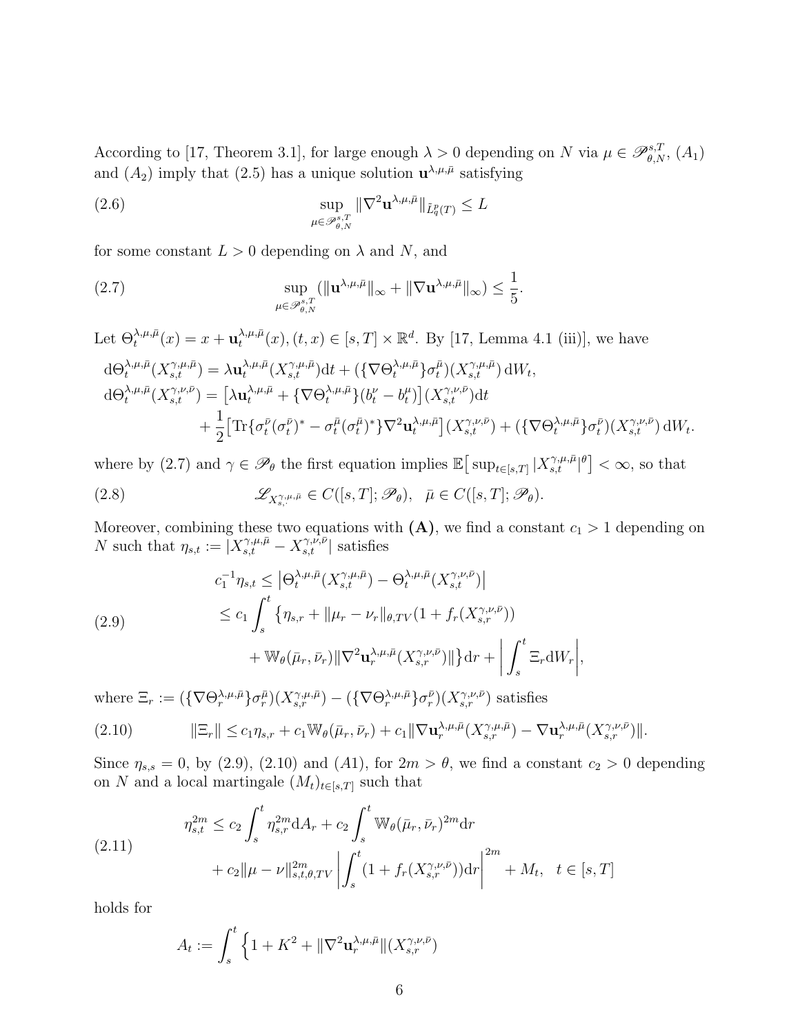According to [17, Theorem 3.1], for large enough $\lambda > 0$ depending on $N$ via $\mu \in \mathscr{P}_{\theta,N}^{s,T}$, $(A_1)$ and $(A_2)$ imply that (2.5) has a unique solution $\mathbf{u}^{\lambda,\mu,\bar\mu}$ satisfying

$$\sup_{\mu \in \mathscr{P}_{\theta,N}^{s,T}} \|\nabla^2 \mathbf{u}^{\lambda,\mu,\bar\mu}\|_{\tilde L_q^p(T)} \le L \tag{2.6}$$

for some constant $L > 0$ depending on $\lambda$ and $N$, and

$$\sup_{\mu \in \mathscr{P}_{\theta,N}^{s,T}} (\|\mathbf{u}^{\lambda,\mu,\bar\mu}\|_\infty + \|\nabla \mathbf{u}^{\lambda,\mu,\bar\mu}\|_\infty) \le \frac{1}{5}. \tag{2.7}$$

Let $\Theta_t^{\lambda,\mu,\bar\mu}(x) = x + \mathbf{u}_t^{\lambda,\mu,\bar\mu}(x), (t,x) \in [s,T] \times \mathbb{R}^d$. By [17, Lemma 4.1 (iii)], we have

$$\begin{aligned}
&\mathrm{d}\Theta_t^{\lambda,\mu,\bar\mu}(X_{s,t}^{\gamma,\mu,\bar\mu}) = \lambda \mathbf{u}_t^{\lambda,\mu,\bar\mu}(X_{s,t}^{\gamma,\mu,\bar\mu})\mathrm{d}t + (\{\nabla\Theta_t^{\lambda,\mu,\bar\mu}\}\sigma_t^{\bar\mu})(X_{s,t}^{\gamma,\mu,\bar\mu})\,\mathrm{d}W_t,\\
&\mathrm{d}\Theta_t^{\lambda,\mu,\bar\mu}(X_{s,t}^{\gamma,\nu,\bar\nu}) = \big[\lambda \mathbf{u}_t^{\lambda,\mu,\bar\mu} + \{\nabla\Theta_t^{\lambda,\mu,\bar\mu}\}(b_t^\nu - b_t^\mu)\big](X_{s,t}^{\gamma,\nu,\bar\nu})\mathrm{d}t\\
&\qquad + \frac{1}{2}\big[\mathrm{Tr}\{\sigma_t^{\bar\nu}(\sigma_t^{\bar\nu})^* - \sigma_t^{\bar\mu}(\sigma_t^{\bar\mu})^*\}\nabla^2 \mathbf{u}_t^{\lambda,\mu,\bar\mu}\big](X_{s,t}^{\gamma,\nu,\bar\nu}) + (\{\nabla\Theta_t^{\lambda,\mu,\bar\mu}\}\sigma_t^{\bar\nu})(X_{s,t}^{\gamma,\nu,\bar\nu})\,\mathrm{d}W_t.
\end{aligned}$$

where by (2.7) and $\gamma \in \mathscr{P}_\theta$ the first equation implies $\mathbb{E}\big[\sup_{t\in[s,T]} |X_{s,t}^{\gamma,\mu,\bar\mu}|^\theta\big] < \infty$, so that

$$\mathscr{L}_{X_{s,\cdot}^{\gamma,\mu,\bar\mu}} \in C([s,T];\mathscr{P}_\theta), \quad \bar\mu \in C([s,T];\mathscr{P}_\theta). \tag{2.8}$$

Moreover, combining these two equations with **(A)**, we find a constant $c_1 > 1$ depending on $N$ such that $\eta_{s,t} := |X_{s,t}^{\gamma,\mu,\bar\mu} - X_{s,t}^{\gamma,\nu,\bar\nu}|$ satisfies

$$\begin{aligned}
c_1^{-1}\eta_{s,t} &\le \big|\Theta_t^{\lambda,\mu,\bar\mu}(X_{s,t}^{\gamma,\mu,\bar\mu}) - \Theta_t^{\lambda,\mu,\bar\mu}(X_{s,t}^{\gamma,\nu,\bar\nu})\big|\\
&\le c_1 \int_s^t \big\{\eta_{s,r} + \|\mu_r - \nu_r\|_{\theta,TV}(1 + f_r(X_{s,r}^{\gamma,\nu,\bar\nu}))\\
&\quad + \mathbb{W}_\theta(\bar\mu_r,\bar\nu_r)\|\nabla^2 \mathbf{u}_r^{\lambda,\mu,\bar\mu}(X_{s,r}^{\gamma,\nu,\bar\nu})\|\big\}\mathrm{d}r + \bigg|\int_s^t \Xi_r \mathrm{d}W_r\bigg|,
\end{aligned} \tag{2.9}$$

where $\Xi_r := (\{\nabla\Theta_r^{\lambda,\mu,\bar\mu}\}\sigma_r^{\bar\mu})(X_{s,r}^{\gamma,\mu,\bar\mu}) - (\{\nabla\Theta_r^{\lambda,\mu,\bar\mu}\}\sigma_r^{\bar\nu})(X_{s,r}^{\gamma,\nu,\bar\nu})$ satisfies

$$\|\Xi_r\| \le c_1\eta_{s,r} + c_1\mathbb{W}_\theta(\bar\mu_r,\bar\nu_r) + c_1\|\nabla \mathbf{u}_r^{\lambda,\mu,\bar\mu}(X_{s,r}^{\gamma,\mu,\bar\mu}) - \nabla \mathbf{u}_r^{\lambda,\mu,\bar\mu}(X_{s,r}^{\gamma,\nu,\bar\nu})\|. \tag{2.10}$$

Since $\eta_{s,s} = 0$, by (2.9), (2.10) and $(A1)$, for $2m > \theta$, we find a constant $c_2 > 0$ depending on $N$ and a local martingale $(M_t)_{t\in[s,T]}$ such that

$$\begin{aligned}
\eta_{s,t}^{2m} &\le c_2 \int_s^t \eta_{s,r}^{2m}\mathrm{d}A_r + c_2\int_s^t \mathbb{W}_\theta(\bar\mu_r,\bar\nu_r)^{2m}\mathrm{d}r\\
&\quad + c_2\|\mu - \nu\|_{s,t,\theta,TV}^{2m}\bigg|\int_s^t (1 + f_r(X_{s,r}^{\gamma,\nu,\bar\nu}))\mathrm{d}r\bigg|^{2m} + M_t, \quad t \in [s,T]
\end{aligned} \tag{2.11}$$

holds for

$$A_t := \int_s^t \Big\{1 + K^2 + \|\nabla^2 \mathbf{u}_r^{\lambda,\mu,\bar\mu}\|(X_{s,r}^{\gamma,\nu,\bar\nu})$$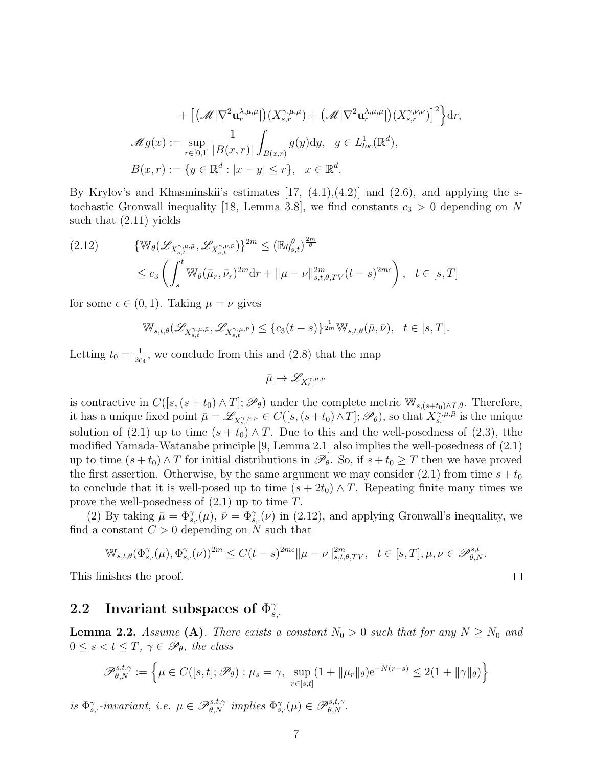$$
\begin{aligned}
&+ \left[ \left( \mathscr{M}|\nabla^2 \mathbf{u}_r^{\lambda,\mu,\bar\mu}| \right)(X_{s,r}^{\gamma,\mu,\bar\mu}) + \left( \mathscr{M}|\nabla^2 \mathbf{u}_r^{\lambda,\mu,\bar\mu}| \right)(X_{s,r}^{\gamma,\nu,\bar\nu}) \right]^2 \Big\} \mathrm{d}r, \\
&\mathscr{M} g(x) := \sup_{r\in[0,1]} \frac{1}{|B(x,r)|} \int_{B(x,r)} g(y) \mathrm{d}y, \quad g \in L^1_{loc}(\mathbb{R}^d), \\
&B(x,r) := \{ y \in \mathbb{R}^d : |x-y| \le r \}, \quad x \in \mathbb{R}^d.
\end{aligned}
$$

By Krylov's and Khasminskii's estimates [17, (4.1),(4.2)] and (2.6), and applying the stochastic Gronwall inequality [18, Lemma 3.8], we find constants $c_3 > 0$ depending on $N$ such that (2.11) yields

$$
\begin{aligned}
(2.12) \qquad & \{ \mathbb{W}_\theta(\mathscr{L}_{X_{s,t}^{\gamma,\mu,\bar\mu}}, \mathscr{L}_{X_{s,t}^{\gamma,\nu,\bar\nu}}) \}^{2m} \le (\mathbb{E}\eta_{s,t}^\theta)^{\frac{2m}{\theta}} \\
& \le c_3 \left( \int_s^t \mathbb{W}_\theta(\bar\mu_r, \bar\nu_r)^{2m} \mathrm{d}r + \|\mu - \nu\|_{s,t,\theta,TV}^{2m} (t-s)^{2m\epsilon} \right), \quad t \in [s,T]
\end{aligned}
$$

for some $\epsilon \in (0,1)$. Taking $\mu = \nu$ gives

$$
\mathbb{W}_{s,t,\theta}(\mathscr{L}_{X_{s,t}^{\gamma,\mu,\bar\mu}}, \mathscr{L}_{X_{s,t}^{\gamma,\mu,\bar\nu}}) \le \{c_3(t-s)\}^{\frac{1}{2m}} \mathbb{W}_{s,t,\theta}(\bar\mu, \bar\nu), \quad t \in [s,T].
$$

Letting $t_0 = \frac{1}{2c_4}$, we conclude from this and (2.8) that the map

$$
\bar\mu \mapsto \mathscr{L}_{X_{s,\cdot}^{\gamma,\mu,\bar\mu}}
$$

is contractive in $C([s,(s+t_0)\wedge T]; \mathscr{P}_\theta)$ under the complete metric $\mathbb{W}_{s,(s+t_0)\wedge T,\theta}$. Therefore, it has a unique fixed point $\bar\mu = \mathscr{L}_{X_{s,\cdot}^{\gamma,\mu,\bar\mu}} \in C([s,(s+t_0)\wedge T]; \mathscr{P}_\theta)$, so that $X_{s,\cdot}^{\gamma,\mu,\bar\mu}$ is the unique solution of (2.1) up to time $(s+t_0)\wedge T$. Due to this and the well-posedness of (2.3), tthe modified Yamada-Watanabe principle [9, Lemma 2.1] also implies the well-posedness of (2.1) up to time $(s+t_0)\wedge T$ for initial distributions in $\mathscr{P}_\theta$. So, if $s+t_0 \ge T$ then we have proved the first assertion. Otherwise, by the same argument we may consider (2.1) from time $s+t_0$ to conclude that it is well-posed up to time $(s+2t_0)\wedge T$. Repeating finite many times we prove the well-posedness of (2.1) up to time $T$.

(2) By taking $\bar\mu = \Phi_{s,\cdot}^\gamma(\mu)$, $\bar\nu = \Phi_{s,\cdot}^\gamma(\nu)$ in (2.12), and applying Gronwall's inequality, we find a constant $C > 0$ depending on $N$ such that

$$
\mathbb{W}_{s,t,\theta}(\Phi_{s,\cdot}^\gamma(\mu), \Phi_{s,\cdot}^\gamma(\nu))^{2m} \le C(t-s)^{2m\epsilon} \|\mu - \nu\|_{s,t,\theta,TV}^{2m}, \quad t \in [s,T], \mu, \nu \in \mathscr{P}_{\theta,N}^{s,t}.
$$

This finishes the proof. □

## 2.2 Invariant subspaces of $\Phi_{s,\cdot}^\gamma$

**Lemma 2.2.** *Assume* **(A)**. *There exists a constant $N_0 > 0$ such that for any $N \ge N_0$ and $0 \le s < t \le T$, $\gamma \in \mathscr{P}_\theta$, the class*

$$
\mathscr{P}_{\theta,N}^{s,t,\gamma} := \left\{ \mu \in C([s,t]; \mathscr{P}_\theta) : \mu_s = \gamma, \ \sup_{r\in[s,t]} (1 + \|\mu_r\|_\theta) \mathrm{e}^{-N(r-s)} \le 2(1 + \|\gamma\|_\theta) \right\}
$$

*is $\Phi_{s,\cdot}^\gamma$-invariant, i.e. $\mu \in \mathscr{P}_{\theta,N}^{s,t,\gamma}$ implies $\Phi_{s,\cdot}^\gamma(\mu) \in \mathscr{P}_{\theta,N}^{s,t,\gamma}$.*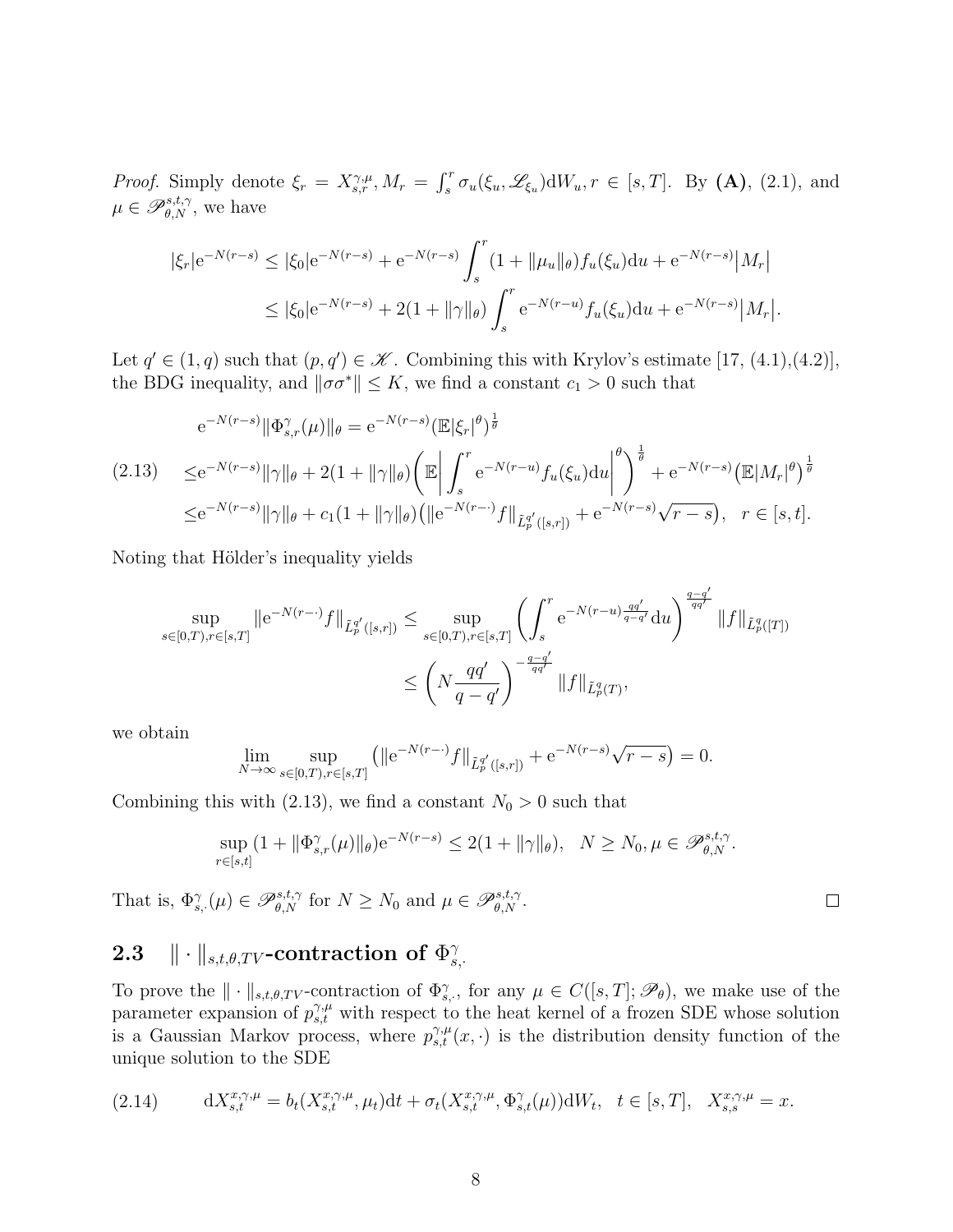*Proof.* Simply denote $\xi_r = X^{\gamma,\mu}_{s,r}, M_r = \int_s^r \sigma_u(\xi_u, \mathscr{L}_{\xi_u})\mathrm{d}W_u, r \in [s,T]$. By **(A)**, (2.1), and $\mu \in \mathscr{P}^{s,t,\gamma}_{\theta,N}$, we have

$$
\begin{aligned}
|\xi_r|\mathrm{e}^{-N(r-s)} &\le |\xi_0|\mathrm{e}^{-N(r-s)} + \mathrm{e}^{-N(r-s)}\int_s^r (1+\|\mu_u\|_\theta) f_u(\xi_u)\mathrm{d}u + \mathrm{e}^{-N(r-s)}\big|M_r\big| \\
&\le |\xi_0|\mathrm{e}^{-N(r-s)} + 2(1+\|\gamma\|_\theta)\int_s^r \mathrm{e}^{-N(r-u)} f_u(\xi_u)\mathrm{d}u + \mathrm{e}^{-N(r-s)}\big|M_r\big|.
\end{aligned}
$$

Let $q' \in (1,q)$ such that $(p,q') \in \mathscr{K}$. Combining this with Krylov's estimate [17, (4.1),(4.2)], the BDG inequality, and $\|\sigma\sigma^*\| \le K$, we find a constant $c_1 > 0$ such that

$$
\begin{aligned}
&\mathrm{e}^{-N(r-s)}\|\Phi^\gamma_{s,r}(\mu)\|_\theta = \mathrm{e}^{-N(r-s)}(\mathbb{E}|\xi_r|^\theta)^{\frac{1}{\theta}} \\
&\le \mathrm{e}^{-N(r-s)}\|\gamma\|_\theta + 2(1+\|\gamma\|_\theta)\bigg(\mathbb{E}\bigg|\int_s^r \mathrm{e}^{-N(r-u)} f_u(\xi_u)\mathrm{d}u\bigg|^\theta\bigg)^{\frac{1}{\theta}} + \mathrm{e}^{-N(r-s)}\big(\mathbb{E}|M_r|^\theta\big)^{\frac{1}{\theta}} \\
&\le \mathrm{e}^{-N(r-s)}\|\gamma\|_\theta + c_1(1+\|\gamma\|_\theta)\big(\|\mathrm{e}^{-N(r-\cdot)}f\|_{\tilde L^{q'}_p([s,r])} + \mathrm{e}^{-N(r-s)}\sqrt{r-s}\big), \quad r \in [s,t].
\end{aligned} \tag{2.13}
$$

Noting that Hölder's inequality yields

$$
\begin{aligned}
\sup_{s\in[0,T), r\in[s,T]} \|\mathrm{e}^{-N(r-\cdot)}f\|_{\tilde L^{q'}_p([s,r])} &\le \sup_{s\in[0,T), r\in[s,T]} \bigg(\int_s^r \mathrm{e}^{-N(r-u)\frac{qq'}{q-q'}}\mathrm{d}u\bigg)^{\frac{q-q'}{qq'}} \|f\|_{\tilde L^q_p([T])} \\
&\le \bigg(N\frac{qq'}{q-q'}\bigg)^{-\frac{q-q'}{qq'}} \|f\|_{\tilde L^q_p(T)},
\end{aligned}
$$

we obtain

$$
\lim_{N\to\infty} \sup_{s\in[0,T), r\in[s,T]} \big(\|\mathrm{e}^{-N(r-\cdot)}f\|_{\tilde L^{q'}_p([s,r])} + \mathrm{e}^{-N(r-s)}\sqrt{r-s}\big) = 0.
$$

Combining this with (2.13), we find a constant $N_0 > 0$ such that

$$
\sup_{r\in[s,t]} (1+\|\Phi^\gamma_{s,r}(\mu)\|_\theta)\mathrm{e}^{-N(r-s)} \le 2(1+\|\gamma\|_\theta), \quad N \ge N_0, \mu \in \mathscr{P}^{s,t,\gamma}_{\theta,N}.
$$

That is, $\Phi^\gamma_{s,\cdot}(\mu) \in \mathscr{P}^{s,t,\gamma}_{\theta,N}$ for $N \ge N_0$ and $\mu \in \mathscr{P}^{s,t,\gamma}_{\theta,N}$. □

## 2.3 $\|\cdot\|_{s,t,\theta,TV}$-contraction of $\Phi^\gamma_{s,\cdot}$

To prove the $\|\cdot\|_{s,t,\theta,TV}$-contraction of $\Phi^\gamma_{s,\cdot}$, for any $\mu \in C([s,T];\mathscr{P}_\theta)$, we make use of the parameter expansion of $p^{\gamma,\mu}_{s,t}$ with respect to the heat kernel of a frozen SDE whose solution is a Gaussian Markov process, where $p^{\gamma,\mu}_{s,t}(x,\cdot)$ is the distribution density function of the unique solution to the SDE

$$
\mathrm{d}X^{x,\gamma,\mu}_{s,t} = b_t(X^{x,\gamma,\mu}_{s,t}, \mu_t)\mathrm{d}t + \sigma_t(X^{x,\gamma,\mu}_{s,t}, \Phi^\gamma_{s,t}(\mu))\mathrm{d}W_t, \quad t \in [s,T], \quad X^{x,\gamma,\mu}_{s,s} = x. \tag{2.14}
$$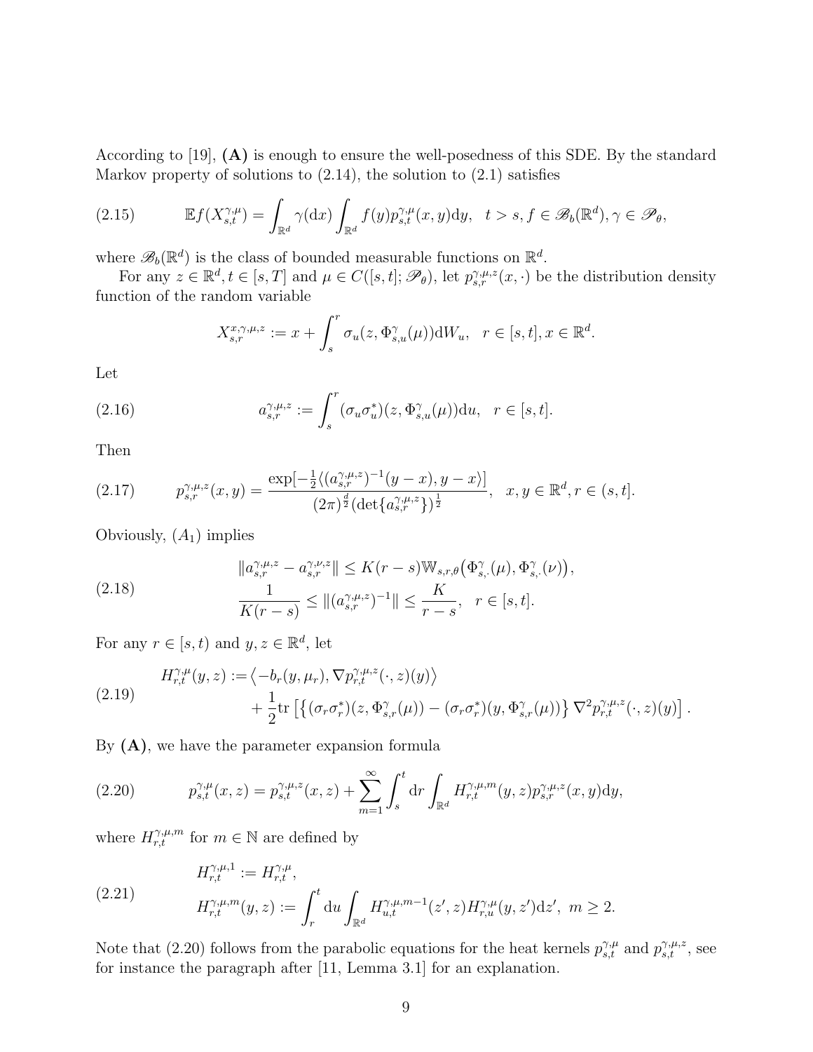According to [19], **(A)** is enough to ensure the well-posedness of this SDE. By the standard Markov property of solutions to (2.14), the solution to (2.1) satisfies

$$\mathbb{E}f(X_{s,t}^{\gamma,\mu}) = \int_{\mathbb{R}^d} \gamma(\mathrm{d}x) \int_{\mathbb{R}^d} f(y) p_{s,t}^{\gamma,\mu}(x,y)\mathrm{d}y, \quad t > s, f \in \mathscr{B}_b(\mathbb{R}^d), \gamma \in \mathscr{P}_\theta, \tag{2.15}$$

where $\mathscr{B}_b(\mathbb{R}^d)$ is the class of bounded measurable functions on $\mathbb{R}^d$.

For any $z \in \mathbb{R}^d, t \in [s,T]$ and $\mu \in C([s,t];\mathscr{P}_\theta)$, let $p_{s,r}^{\gamma,\mu,z}(x,\cdot)$ be the distribution density function of the random variable

$$X_{s,r}^{x,\gamma,\mu,z} := x + \int_s^r \sigma_u(z, \Phi_{s,u}^\gamma(\mu))\mathrm{d}W_u, \quad r \in [s,t], x \in \mathbb{R}^d.$$

Let

$$a_{s,r}^{\gamma,\mu,z} := \int_s^r (\sigma_u \sigma_u^*)(z, \Phi_{s,u}^\gamma(\mu))\mathrm{d}u, \quad r \in [s,t]. \tag{2.16}$$

Then

$$p_{s,r}^{\gamma,\mu,z}(x,y) = \frac{\exp[-\frac{1}{2}\langle (a_{s,r}^{\gamma,\mu,z})^{-1}(y-x), y-x\rangle]}{(2\pi)^{\frac{d}{2}}(\det\{a_{s,r}^{\gamma,\mu,z}\})^{\frac{1}{2}}}, \quad x,y \in \mathbb{R}^d, r \in (s,t]. \tag{2.17}$$

Obviously, $(A_1)$ implies

$$\begin{aligned} &\|a_{s,r}^{\gamma,\mu,z} - a_{s,r}^{\gamma,\nu,z}\| \le K(r-s)\mathbb{W}_{s,r,\theta}\big(\Phi_{s,\cdot}^\gamma(\mu), \Phi_{s,\cdot}^\gamma(\nu)\big), \\ &\frac{1}{K(r-s)} \le \|(a_{s,r}^{\gamma,\mu,z})^{-1}\| \le \frac{K}{r-s}, \quad r \in [s,t]. \end{aligned} \tag{2.18}$$

For any $r \in [s,t)$ and $y,z \in \mathbb{R}^d$, let

$$\begin{aligned} H_{r,t}^{\gamma,\mu}(y,z) :=& \big\langle -b_r(y,\mu_r), \nabla p_{r,t}^{\gamma,\mu,z}(\cdot,z)(y)\big\rangle \\ &+ \frac{1}{2}\mathrm{tr}\left[\big\{(\sigma_r\sigma_r^*)(z,\Phi_{s,r}^\gamma(\mu)) - (\sigma_r\sigma_r^*)(y,\Phi_{s,r}^\gamma(\mu))\big\}\nabla^2 p_{r,t}^{\gamma,\mu,z}(\cdot,z)(y)\right]. \end{aligned} \tag{2.19}$$

By **(A)**, we have the parameter expansion formula

$$p_{s,t}^{\gamma,\mu}(x,z) = p_{s,t}^{\gamma,\mu,z}(x,z) + \sum_{m=1}^\infty \int_s^t \mathrm{d}r \int_{\mathbb{R}^d} H_{r,t}^{\gamma,\mu,m}(y,z) p_{s,r}^{\gamma,\mu,z}(x,y)\mathrm{d}y, \tag{2.20}$$

where $H_{r,t}^{\gamma,\mu,m}$ for $m \in \mathbb{N}$ are defined by

$$\begin{aligned} &H_{r,t}^{\gamma,\mu,1} := H_{r,t}^{\gamma,\mu}, \\ &H_{r,t}^{\gamma,\mu,m}(y,z) := \int_r^t \mathrm{d}u \int_{\mathbb{R}^d} H_{u,t}^{\gamma,\mu,m-1}(z',z) H_{r,u}^{\gamma,\mu}(y,z')\mathrm{d}z', \ m \ge 2. \end{aligned} \tag{2.21}$$

Note that (2.20) follows from the parabolic equations for the heat kernels $p_{s,t}^{\gamma,\mu}$ and $p_{s,t}^{\gamma,\mu,z}$, see for instance the paragraph after [11, Lemma 3.1] for an explanation.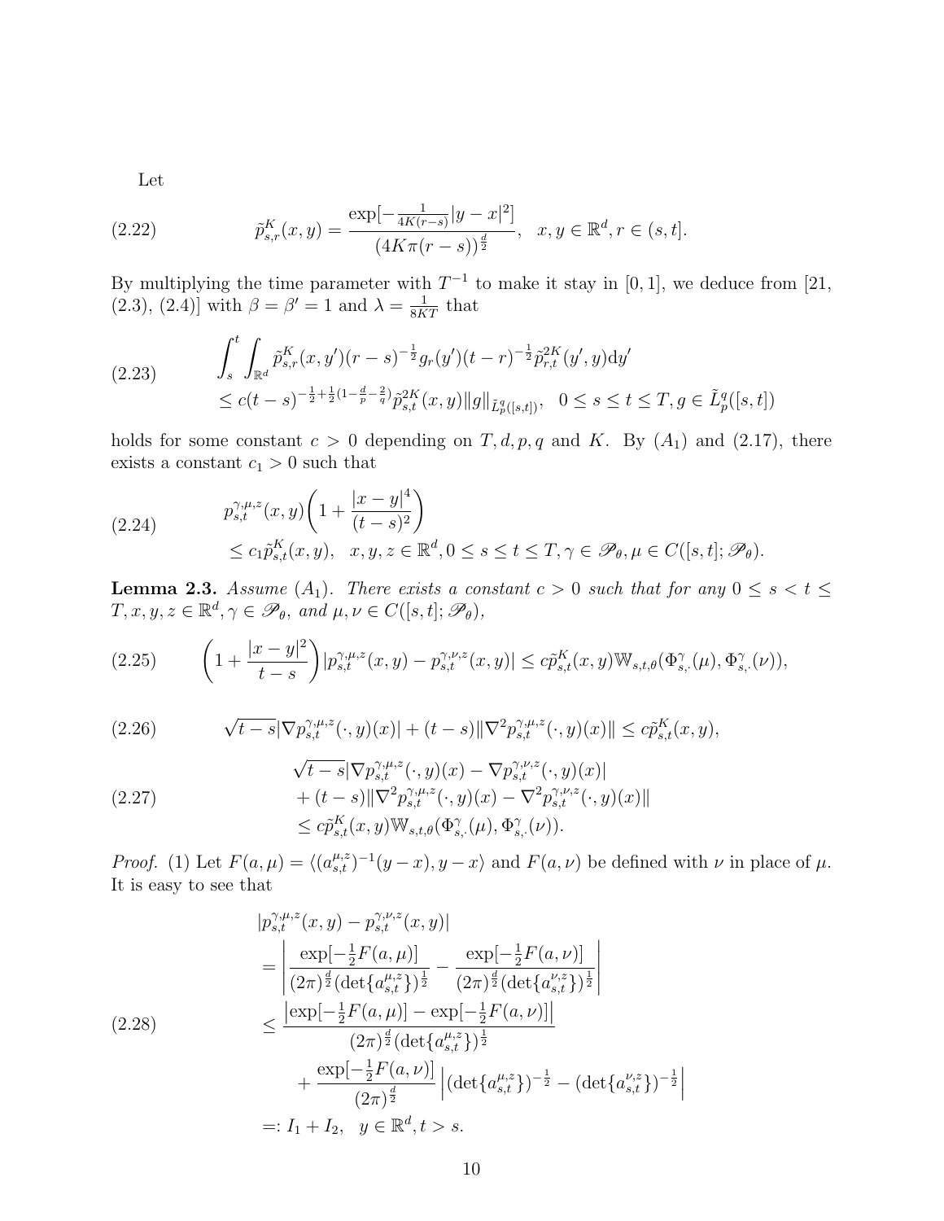Let

$$\tilde{p}^K_{s,r}(x,y) = \frac{\exp[-\frac{1}{4K(r-s)}|y-x|^2]}{(4K\pi(r-s))^{\frac{d}{2}}}, \quad x,y\in\mathbb{R}^d, r\in(s,t]. \tag{2.22}$$

By multiplying the time parameter with $T^{-1}$ to make it stay in $[0,1]$, we deduce from [21, (2.3), (2.4)] with $\beta=\beta'=1$ and $\lambda=\frac{1}{8KT}$ that

$$\begin{aligned}&\int_s^t\int_{\mathbb{R}^d}\tilde{p}^K_{s,r}(x,y')(r-s)^{-\frac{1}{2}}g_r(y')(t-r)^{-\frac{1}{2}}\tilde{p}^{2K}_{r,t}(y',y)\mathrm{d}y'\\&\le c(t-s)^{-\frac{1}{2}+\frac{1}{2}(1-\frac{d}{p}-\frac{2}{q})}\tilde{p}^{2K}_{s,t}(x,y)\|g\|_{\tilde{L}^q_p([s,t])},\quad 0\le s\le t\le T, g\in\tilde{L}^q_p([s,t])\end{aligned} \tag{2.23}$$

holds for some constant $c>0$ depending on $T,d,p,q$ and $K$. By $(A_1)$ and (2.17), there exists a constant $c_1>0$ such that

$$\begin{aligned}&p^{\gamma,\mu,z}_{s,t}(x,y)\bigg(1+\frac{|x-y|^4}{(t-s)^2}\bigg)\\&\le c_1\tilde{p}^K_{s,t}(x,y),\quad x,y,z\in\mathbb{R}^d, 0\le s\le t\le T,\gamma\in\mathscr{P}_\theta,\mu\in C([s,t];\mathscr{P}_\theta).\end{aligned} \tag{2.24}$$

**Lemma 2.3.** *Assume $(A_1)$. There exists a constant $c>0$ such that for any $0\le s<t\le T, x,y,z\in\mathbb{R}^d,\gamma\in\mathscr{P}_\theta$, and $\mu,\nu\in C([s,t];\mathscr{P}_\theta)$,*

$$\bigg(1+\frac{|x-y|^2}{t-s}\bigg)|p^{\gamma,\mu,z}_{s,t}(x,y)-p^{\gamma,\nu,z}_{s,t}(x,y)|\le c\tilde{p}^K_{s,t}(x,y)\mathbb{W}_{s,t,\theta}(\Phi^\gamma_{s,\cdot}(\mu),\Phi^\gamma_{s,\cdot}(\nu)), \tag{2.25}$$

$$\sqrt{t-s}|\nabla p^{\gamma,\mu,z}_{s,t}(\cdot,y)(x)|+(t-s)\|\nabla^2 p^{\gamma,\mu,z}_{s,t}(\cdot,y)(x)\|\le c\tilde{p}^K_{s,t}(x,y), \tag{2.26}$$

$$\begin{aligned}&\sqrt{t-s}|\nabla p^{\gamma,\mu,z}_{s,t}(\cdot,y)(x)-\nabla p^{\gamma,\nu,z}_{s,t}(\cdot,y)(x)|\\&+(t-s)\|\nabla^2 p^{\gamma,\mu,z}_{s,t}(\cdot,y)(x)-\nabla^2 p^{\gamma,\nu,z}_{s,t}(\cdot,y)(x)\|\\&\le c\tilde{p}^K_{s,t}(x,y)\mathbb{W}_{s,t,\theta}(\Phi^\gamma_{s,\cdot}(\mu),\Phi^\gamma_{s,\cdot}(\nu)).\end{aligned} \tag{2.27}$$

*Proof.* (1) Let $F(a,\mu)=\langle(a^{\mu,z}_{s,t})^{-1}(y-x),y-x\rangle$ and $F(a,\nu)$ be defined with $\nu$ in place of $\mu$. It is easy to see that

$$\begin{aligned}&|p^{\gamma,\mu,z}_{s,t}(x,y)-p^{\gamma,\nu,z}_{s,t}(x,y)|\\&=\bigg|\frac{\exp[-\frac{1}{2}F(a,\mu)]}{(2\pi)^{\frac{d}{2}}(\det\{a^{\mu,z}_{s,t}\})^{\frac{1}{2}}}-\frac{\exp[-\frac{1}{2}F(a,\nu)]}{(2\pi)^{\frac{d}{2}}(\det\{a^{\nu,z}_{s,t}\})^{\frac{1}{2}}}\bigg|\\&\le\frac{\big|\exp[-\frac{1}{2}F(a,\mu)]-\exp[-\frac{1}{2}F(a,\nu)]\big|}{(2\pi)^{\frac{d}{2}}(\det\{a^{\mu,z}_{s,t}\})^{\frac{1}{2}}}\\&\quad+\frac{\exp[-\frac{1}{2}F(a,\nu)]}{(2\pi)^{\frac{d}{2}}}\Big|(\det\{a^{\mu,z}_{s,t}\})^{-\frac{1}{2}}-(\det\{a^{\nu,z}_{s,t}\})^{-\frac{1}{2}}\Big|\\&=:I_1+I_2,\quad y\in\mathbb{R}^d, t>s.\end{aligned} \tag{2.28}$$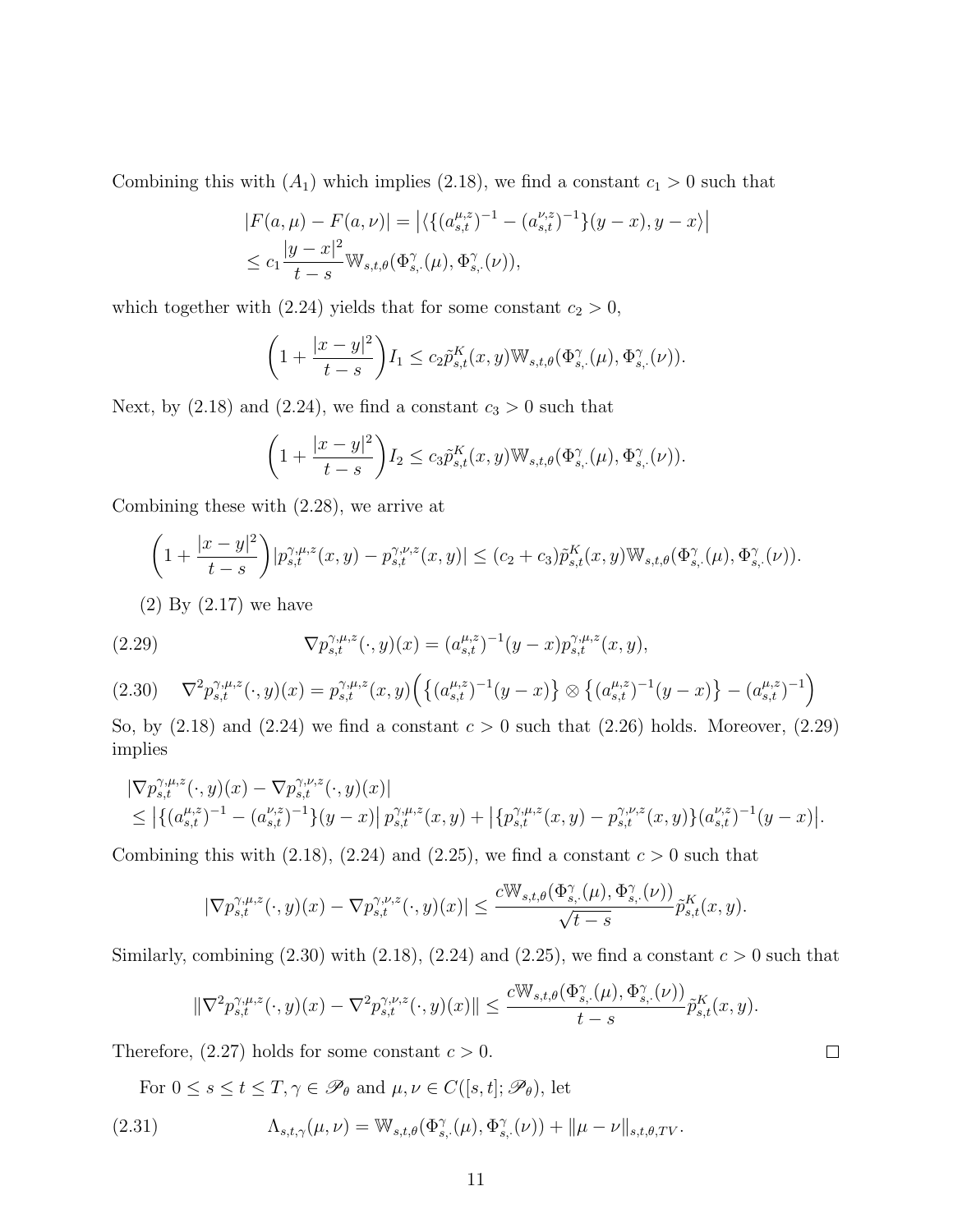Combining this with $(A_1)$ which implies (2.18), we find a constant $c_1 > 0$ such that

$$
\begin{aligned}
|F(a,\mu) - F(a,\nu)| &= \big|\langle\{(a_{s,t}^{\mu,z})^{-1} - (a_{s,t}^{\nu,z})^{-1}\}(y-x), y-x\rangle\big| \\
&\le c_1 \frac{|y-x|^2}{t-s}\mathbb{W}_{s,t,\theta}(\Phi_{s,\cdot}^{\gamma}(\mu), \Phi_{s,\cdot}^{\gamma}(\nu)),
\end{aligned}
$$

which together with (2.24) yields that for some constant $c_2 > 0$,

$$
\left(1 + \frac{|x-y|^2}{t-s}\right) I_1 \le c_2 \tilde{p}_{s,t}^K(x,y)\mathbb{W}_{s,t,\theta}(\Phi_{s,\cdot}^{\gamma}(\mu), \Phi_{s,\cdot}^{\gamma}(\nu)).
$$

Next, by (2.18) and (2.24), we find a constant $c_3 > 0$ such that

$$
\left(1 + \frac{|x-y|^2}{t-s}\right) I_2 \le c_3 \tilde{p}_{s,t}^K(x,y)\mathbb{W}_{s,t,\theta}(\Phi_{s,\cdot}^{\gamma}(\mu), \Phi_{s,\cdot}^{\gamma}(\nu)).
$$

Combining these with (2.28), we arrive at

$$
\left(1 + \frac{|x-y|^2}{t-s}\right) |p_{s,t}^{\gamma,\mu,z}(x,y) - p_{s,t}^{\gamma,\nu,z}(x,y)| \le (c_2 + c_3)\tilde{p}_{s,t}^K(x,y)\mathbb{W}_{s,t,\theta}(\Phi_{s,\cdot}^{\gamma}(\mu), \Phi_{s,\cdot}^{\gamma}(\nu)).
$$

(2) By (2.17) we have

$$
\nabla p_{s,t}^{\gamma,\mu,z}(\cdot,y)(x) = (a_{s,t}^{\mu,z})^{-1}(y-x)p_{s,t}^{\gamma,\mu,z}(x,y), \tag{2.29}
$$

$$
\nabla^2 p_{s,t}^{\gamma,\mu,z}(\cdot,y)(x) = p_{s,t}^{\gamma,\mu,z}(x,y)\Big(\big\{(a_{s,t}^{\mu,z})^{-1}(y-x)\big\} \otimes \big\{(a_{s,t}^{\mu,z})^{-1}(y-x)\big\} - (a_{s,t}^{\mu,z})^{-1}\Big) \tag{2.30}
$$

So, by (2.18) and (2.24) we find a constant $c > 0$ such that (2.26) holds. Moreover, (2.29) implies

$$
\begin{aligned}
&|\nabla p_{s,t}^{\gamma,\mu,z}(\cdot,y)(x) - \nabla p_{s,t}^{\gamma,\nu,z}(\cdot,y)(x)| \\
&\le \big|\{(a_{s,t}^{\mu,z})^{-1} - (a_{s,t}^{\nu,z})^{-1}\}(y-x)\big|\, p_{s,t}^{\gamma,\mu,z}(x,y) + \big|\{p_{s,t}^{\gamma,\mu,z}(x,y) - p_{s,t}^{\gamma,\nu,z}(x,y)\}(a_{s,t}^{\nu,z})^{-1}(y-x)\big|.
\end{aligned}
$$

Combining this with (2.18), (2.24) and (2.25), we find a constant $c > 0$ such that

$$
|\nabla p_{s,t}^{\gamma,\mu,z}(\cdot,y)(x) - \nabla p_{s,t}^{\gamma,\nu,z}(\cdot,y)(x)| \le \frac{c\mathbb{W}_{s,t,\theta}(\Phi_{s,\cdot}^{\gamma}(\mu), \Phi_{s,\cdot}^{\gamma}(\nu))}{\sqrt{t-s}}\tilde{p}_{s,t}^K(x,y).
$$

Similarly, combining (2.30) with (2.18), (2.24) and (2.25), we find a constant $c > 0$ such that

$$
\|\nabla^2 p_{s,t}^{\gamma,\mu,z}(\cdot,y)(x) - \nabla^2 p_{s,t}^{\gamma,\nu,z}(\cdot,y)(x)\| \le \frac{c\mathbb{W}_{s,t,\theta}(\Phi_{s,\cdot}^{\gamma}(\mu), \Phi_{s,\cdot}^{\gamma}(\nu))}{t-s}\tilde{p}_{s,t}^K(x,y).
$$

Therefore, (2.27) holds for some constant $c > 0$. $\square$

For $0 \le s \le t \le T, \gamma \in \mathscr{P}_\theta$ and $\mu, \nu \in C([s,t];\mathscr{P}_\theta)$, let

$$
\Lambda_{s,t,\gamma}(\mu,\nu) = \mathbb{W}_{s,t,\theta}(\Phi_{s,\cdot}^{\gamma}(\mu), \Phi_{s,\cdot}^{\gamma}(\nu)) + \|\mu - \nu\|_{s,t,\theta,TV}. \tag{2.31}
$$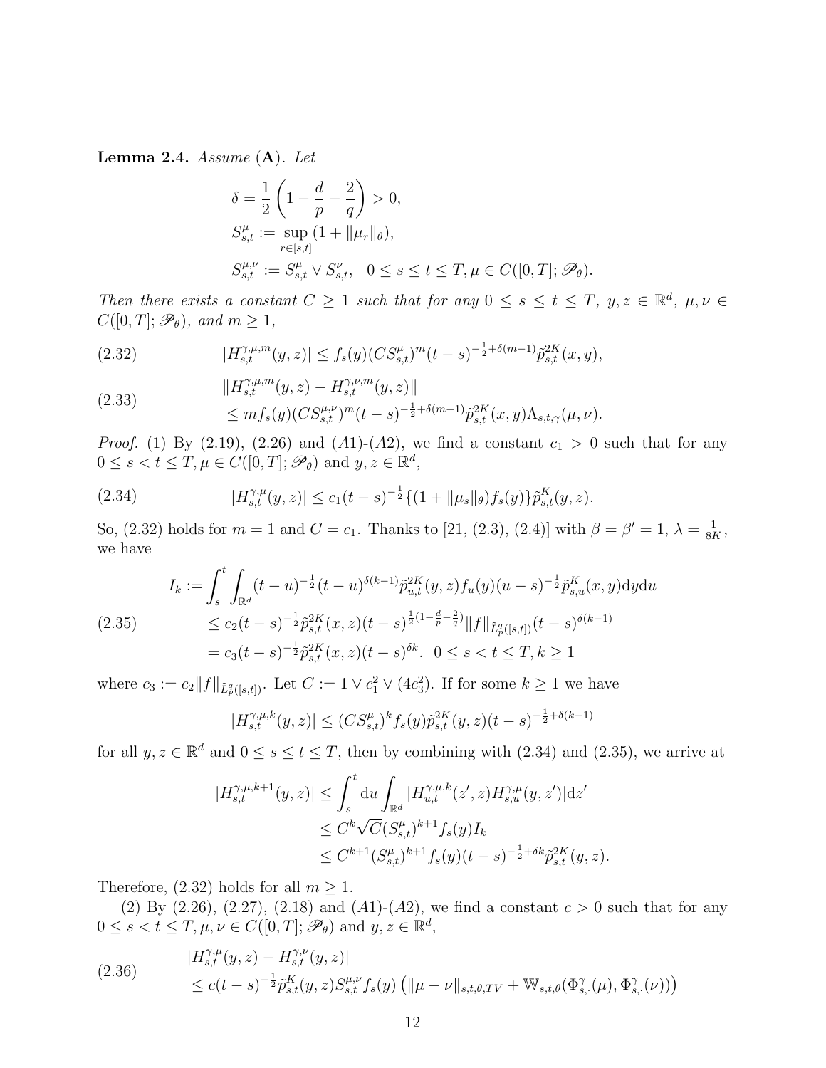**Lemma 2.4.** *Assume* (**A**). *Let*

$$
\begin{aligned}
&\delta = \frac{1}{2}\left(1 - \frac{d}{p} - \frac{2}{q}\right) > 0, \\
&S^{\mu}_{s,t} := \sup_{r\in[s,t]} (1 + \|\mu_r\|_\theta), \\
&S^{\mu,\nu}_{s,t} := S^{\mu}_{s,t} \vee S^{\nu}_{s,t}, \quad 0 \le s \le t \le T, \mu \in C([0,T];\mathscr{P}_\theta).
\end{aligned}
$$

*Then there exists a constant $C \ge 1$ such that for any $0 \le s \le t \le T$, $y, z \in \mathbb{R}^d$, $\mu, \nu \in C([0,T];\mathscr{P}_\theta)$, and $m \ge 1$,*

$$
|H^{\gamma,\mu,m}_{s,t}(y,z)| \le f_s(y)(CS^{\mu}_{s,t})^m (t-s)^{-\frac{1}{2}+\delta(m-1)}\tilde{p}^{2K}_{s,t}(x,y), \tag{2.32}
$$

$$
\begin{aligned}
&\|H^{\gamma,\mu,m}_{s,t}(y,z) - H^{\gamma,\nu,m}_{s,t}(y,z)\| \\
&\le m f_s(y)(CS^{\mu,\nu}_{s,t})^m (t-s)^{-\frac{1}{2}+\delta(m-1)}\tilde{p}^{2K}_{s,t}(x,y)\Lambda_{s,t,\gamma}(\mu,\nu).
\end{aligned} \tag{2.33}
$$

*Proof.* (1) By (2.19), (2.26) and $(A1)$-$(A2)$, we find a constant $c_1 > 0$ such that for any $0 \le s < t \le T, \mu \in C([0,T];\mathscr{P}_\theta)$ and $y, z \in \mathbb{R}^d$,

$$
|H^{\gamma,\mu}_{s,t}(y,z)| \le c_1(t-s)^{-\frac{1}{2}}\{(1+\|\mu_s\|_\theta)f_s(y)\}\tilde{p}^{K}_{s,t}(y,z). \tag{2.34}
$$

So, (2.32) holds for $m = 1$ and $C = c_1$. Thanks to [21, (2.3), (2.4)] with $\beta = \beta' = 1$, $\lambda = \frac{1}{8K}$, we have

$$
\begin{aligned}
I_k &:= \int_s^t \int_{\mathbb{R}^d} (t-u)^{-\frac{1}{2}}(t-u)^{\delta(k-1)}\tilde{p}^{2K}_{u,t}(y,z)f_u(y)(u-s)^{-\frac{1}{2}}\tilde{p}^{K}_{s,u}(x,y)\mathrm{d}y\mathrm{d}u \\
&\le c_2(t-s)^{-\frac{1}{2}}\tilde{p}^{2K}_{s,t}(x,z)(t-s)^{\frac{1}{2}(1-\frac{d}{p}-\frac{2}{q})}\|f\|_{\tilde{L}^q_p([s,t])}(t-s)^{\delta(k-1)} \\
&= c_3(t-s)^{-\frac{1}{2}}\tilde{p}^{2K}_{s,t}(x,z)(t-s)^{\delta k}. \ \ 0 \le s < t \le T, k \ge 1
\end{aligned} \tag{2.35}
$$

where $c_3 := c_2\|f\|_{\tilde{L}^q_p([s,t])}$. Let $C := 1 \vee c_1^2 \vee (4c_3^2)$. If for some $k \ge 1$ we have

$$
|H^{\gamma,\mu,k}_{s,t}(y,z)| \le (CS^{\mu}_{s,t})^k f_s(y)\tilde{p}^{2K}_{s,t}(y,z)(t-s)^{-\frac{1}{2}+\delta(k-1)}
$$

for all $y, z \in \mathbb{R}^d$ and $0 \le s \le t \le T$, then by combining with (2.34) and (2.35), we arrive at

$$
\begin{aligned}
|H^{\gamma,\mu,k+1}_{s,t}(y,z)| &\le \int_s^t \mathrm{d}u \int_{\mathbb{R}^d} |H^{\gamma,\mu,k}_{u,t}(z',z)H^{\gamma,\mu}_{s,u}(y,z')|\mathrm{d}z' \\
&\le C^k\sqrt{C}(S^{\mu}_{s,t})^{k+1}f_s(y)I_k \\
&\le C^{k+1}(S^{\mu}_{s,t})^{k+1}f_s(y)(t-s)^{-\frac{1}{2}+\delta k}\tilde{p}^{2K}_{s,t}(y,z).
\end{aligned}
$$

Therefore, (2.32) holds for all $m \ge 1$.

(2) By (2.26), (2.27), (2.18) and $(A1)$-$(A2)$, we find a constant $c > 0$ such that for any $0 \le s < t \le T, \mu, \nu \in C([0,T];\mathscr{P}_\theta)$ and $y, z \in \mathbb{R}^d$,

$$
\begin{aligned}
&|H^{\gamma,\mu}_{s,t}(y,z) - H^{\gamma,\nu}_{s,t}(y,z)| \\
&\le c(t-s)^{-\frac{1}{2}}\tilde{p}^{K}_{s,t}(y,z)S^{\mu,\nu}_{s,t}f_s(y)\left(\|\mu-\nu\|_{s,t,\theta,TV} + \mathbb{W}_{s,t,\theta}(\Phi^{\gamma}_{s,\cdot}(\mu), \Phi^{\gamma}_{s,\cdot}(\nu))\right)
\end{aligned} \tag{2.36}
$$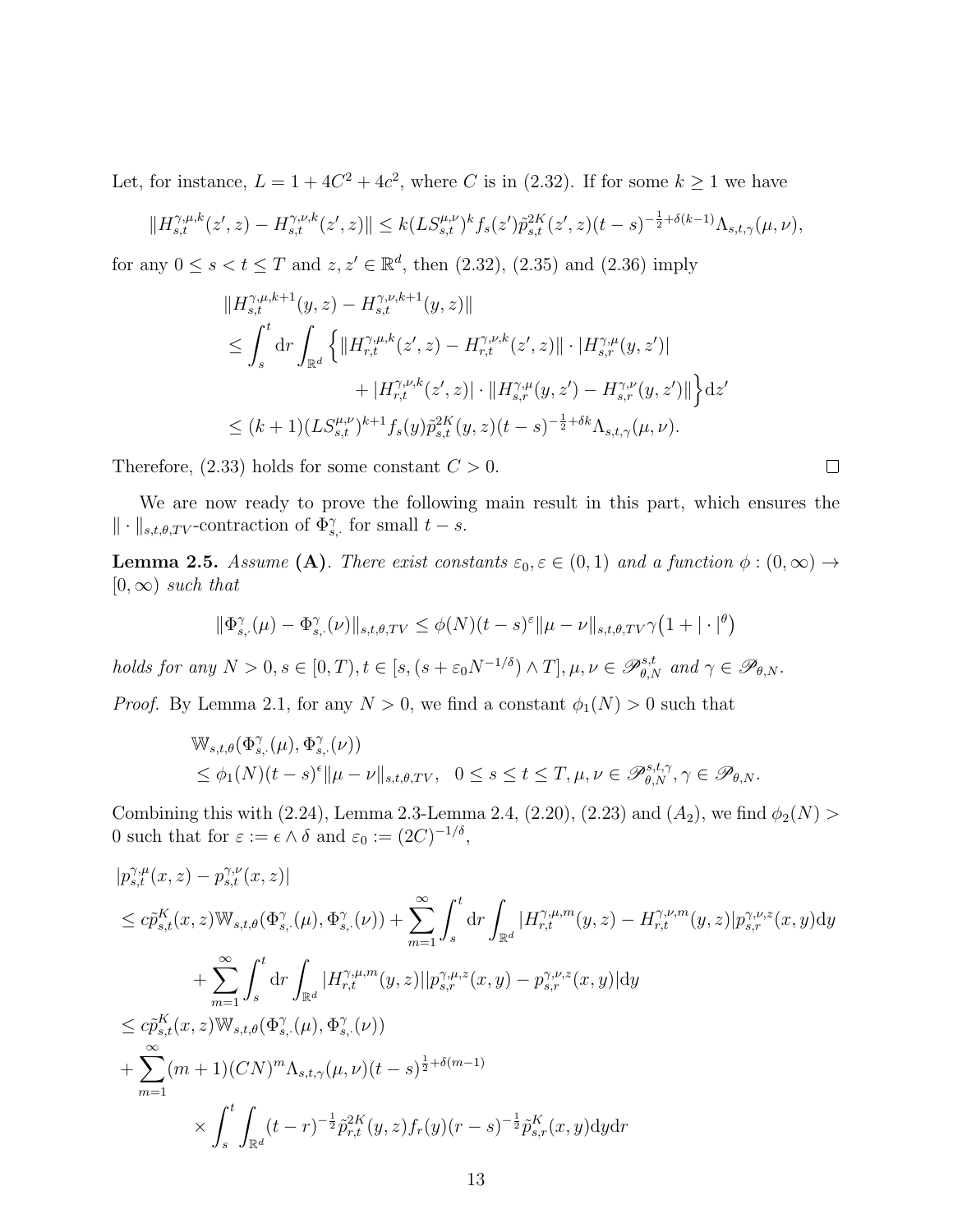Let, for instance, $L = 1 + 4C^2 + 4c^2$, where $C$ is in (2.32). If for some $k \geq 1$ we have

$$\|H^{\gamma,\mu,k}_{s,t}(z',z) - H^{\gamma,\nu,k}_{s,t}(z',z)\| \leq k(LS^{\mu,\nu}_{s,t})^k f_s(z')\tilde{p}^{2K}_{s,t}(z',z)(t-s)^{-\frac{1}{2}+\delta(k-1)}\Lambda_{s,t,\gamma}(\mu,\nu),$$

for any $0 \leq s < t \leq T$ and $z, z' \in \mathbb{R}^d$, then (2.32), (2.35) and (2.36) imply

$$\begin{aligned}
&\|H^{\gamma,\mu,k+1}_{s,t}(y,z) - H^{\gamma,\nu,k+1}_{s,t}(y,z)\| \\
&\leq \int_s^t \mathrm{d}r \int_{\mathbb{R}^d} \Big\{ \|H^{\gamma,\mu,k}_{r,t}(z',z) - H^{\gamma,\nu,k}_{r,t}(z',z)\| \cdot |H^{\gamma,\mu}_{s,r}(y,z')| \\
&\qquad\qquad + |H^{\gamma,\nu,k}_{r,t}(z',z)| \cdot \|H^{\gamma,\mu}_{s,r}(y,z') - H^{\gamma,\nu}_{s,r}(y,z')\| \Big\} \mathrm{d}z' \\
&\leq (k+1)(LS^{\mu,\nu}_{s,t})^{k+1} f_s(y)\tilde{p}^{2K}_{s,t}(y,z)(t-s)^{-\frac{1}{2}+\delta k}\Lambda_{s,t,\gamma}(\mu,\nu).
\end{aligned}$$

Therefore, (2.33) holds for some constant $C > 0$. $\square$

We are now ready to prove the following main result in this part, which ensures the $\|\cdot\|_{s,t,\theta,TV}$-contraction of $\Phi^\gamma_{s,\cdot}$ for small $t-s$.

**Lemma 2.5.** *Assume* **(A)**. *There exist constants $\varepsilon_0, \varepsilon \in (0,1)$ and a function $\phi : (0,\infty) \to [0,\infty)$ such that*

$$\|\Phi^\gamma_{s,\cdot}(\mu) - \Phi^\gamma_{s,\cdot}(\nu)\|_{s,t,\theta,TV} \leq \phi(N)(t-s)^\varepsilon \|\mu - \nu\|_{s,t,\theta,TV}\gamma\big(1 + |\cdot|^\theta\big)$$

*holds for any $N > 0, s \in [0,T), t \in [s, (s + \varepsilon_0 N^{-1/\delta}) \wedge T], \mu, \nu \in \mathscr{P}^{s,t}_{\theta,N}$ and $\gamma \in \mathscr{P}_{\theta,N}$.*

*Proof.* By Lemma 2.1, for any $N > 0$, we find a constant $\phi_1(N) > 0$ such that

$$\begin{aligned}
&\mathbb{W}_{s,t,\theta}(\Phi^\gamma_{s,\cdot}(\mu), \Phi^\gamma_{s,\cdot}(\nu)) \\
&\leq \phi_1(N)(t-s)^\epsilon \|\mu - \nu\|_{s,t,\theta,TV}, \quad 0 \leq s \leq t \leq T, \mu, \nu \in \mathscr{P}^{s,t,\gamma}_{\theta,N}, \gamma \in \mathscr{P}_{\theta,N}.
\end{aligned}$$

Combining this with (2.24), Lemma 2.3-Lemma 2.4, (2.20), (2.23) and $(A_2)$, we find $\phi_2(N) > 0$ such that for $\varepsilon := \epsilon \wedge \delta$ and $\varepsilon_0 := (2C)^{-1/\delta}$,

$$\begin{aligned}
&|p^{\gamma,\mu}_{s,t}(x,z) - p^{\gamma,\nu}_{s,t}(x,z)| \\
&\leq c\tilde{p}^K_{s,t}(x,z)\mathbb{W}_{s,t,\theta}(\Phi^\gamma_{s,\cdot}(\mu), \Phi^\gamma_{s,\cdot}(\nu)) + \sum_{m=1}^\infty \int_s^t \mathrm{d}r \int_{\mathbb{R}^d} |H^{\gamma,\mu,m}_{r,t}(y,z) - H^{\gamma,\nu,m}_{r,t}(y,z)| p^{\gamma,\nu,z}_{s,r}(x,y)\mathrm{d}y \\
&\qquad + \sum_{m=1}^\infty \int_s^t \mathrm{d}r \int_{\mathbb{R}^d} |H^{\gamma,\mu,m}_{r,t}(y,z)||p^{\gamma,\mu,z}_{s,r}(x,y) - p^{\gamma,\nu,z}_{s,r}(x,y)|\mathrm{d}y \\
&\leq c\tilde{p}^K_{s,t}(x,z)\mathbb{W}_{s,t,\theta}(\Phi^\gamma_{s,\cdot}(\mu), \Phi^\gamma_{s,\cdot}(\nu)) \\
&\quad + \sum_{m=1}^\infty (m+1)(CN)^m \Lambda_{s,t,\gamma}(\mu,\nu)(t-s)^{\frac{1}{2}+\delta(m-1)} \\
&\qquad\qquad \times \int_s^t \int_{\mathbb{R}^d} (t-r)^{-\frac{1}{2}}\tilde{p}^{2K}_{r,t}(y,z)f_r(y)(r-s)^{-\frac{1}{2}}\tilde{p}^K_{s,r}(x,y)\mathrm{d}y\mathrm{d}r
\end{aligned}$$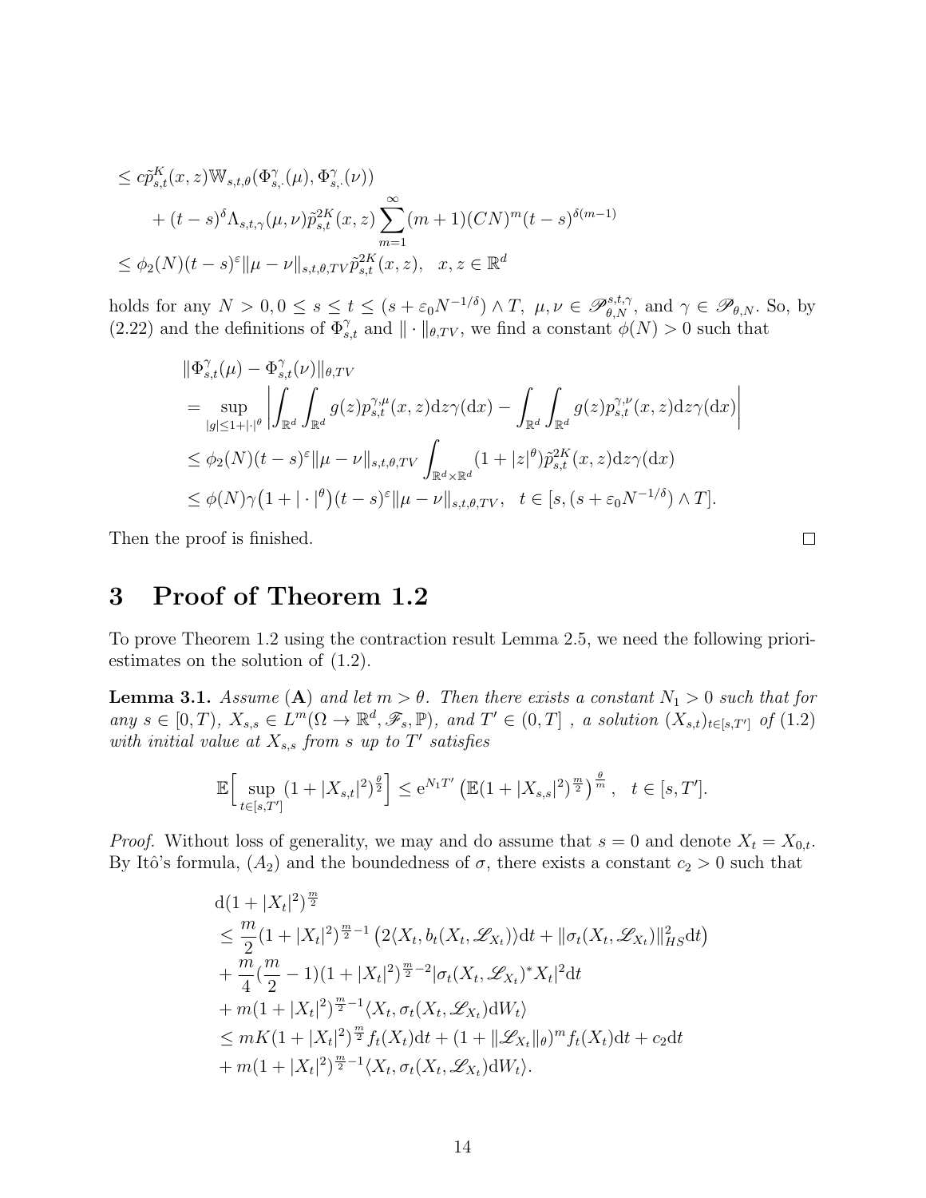$$
\begin{aligned}
&\le c\tilde{p}^K_{s,t}(x,z)\mathbb{W}_{s,t,\theta}(\Phi^\gamma_{s,\cdot}(\mu),\Phi^\gamma_{s,\cdot}(\nu)) \\
&\quad + (t-s)^\delta \Lambda_{s,t,\gamma}(\mu,\nu)\tilde{p}^{2K}_{s,t}(x,z)\sum_{m=1}^\infty (m+1)(CN)^m(t-s)^{\delta(m-1)} \\
&\le \phi_2(N)(t-s)^\varepsilon \|\mu-\nu\|_{s,t,\theta,TV}\tilde{p}^{2K}_{s,t}(x,z), \quad x,z\in\mathbb{R}^d
\end{aligned}
$$

holds for any $N>0, 0\le s\le t\le (s+\varepsilon_0 N^{-1/\delta})\wedge T,\ \mu,\nu\in\mathscr{P}^{s,t,\gamma}_{\theta,N}$, and $\gamma\in\mathscr{P}_{\theta,N}$. So, by (2.22) and the definitions of $\Phi^\gamma_{s,t}$ and $\|\cdot\|_{\theta,TV}$, we find a constant $\phi(N)>0$ such that

$$
\begin{aligned}
&\|\Phi^\gamma_{s,t}(\mu)-\Phi^\gamma_{s,t}(\nu)\|_{\theta,TV} \\
&= \sup_{|g|\le 1+|\cdot|^\theta}\left|\int_{\mathbb{R}^d}\int_{\mathbb{R}^d} g(z)p^{\gamma,\mu}_{s,t}(x,z)\mathrm{d}z\gamma(\mathrm{d}x) - \int_{\mathbb{R}^d}\int_{\mathbb{R}^d} g(z)p^{\gamma,\nu}_{s,t}(x,z)\mathrm{d}z\gamma(\mathrm{d}x)\right| \\
&\le \phi_2(N)(t-s)^\varepsilon\|\mu-\nu\|_{s,t,\theta,TV}\int_{\mathbb{R}^d\times\mathbb{R}^d}(1+|z|^\theta)\tilde{p}^{2K}_{s,t}(x,z)\mathrm{d}z\gamma(\mathrm{d}x) \\
&\le \phi(N)\gamma\big(1+|\cdot|^\theta\big)(t-s)^\varepsilon\|\mu-\nu\|_{s,t,\theta,TV}, \quad t\in[s,(s+\varepsilon_0 N^{-1/\delta})\wedge T].
\end{aligned}
$$

Then the proof is finished. □

# 3 Proof of Theorem 1.2

To prove Theorem 1.2 using the contraction result Lemma 2.5, we need the following priori-estimates on the solution of (1.2).

**Lemma 3.1.** *Assume* $(\mathbf{A})$ *and let* $m>\theta$. *Then there exists a constant* $N_1>0$ *such that for any* $s\in[0,T)$, $X_{s,s}\in L^m(\Omega\to\mathbb{R}^d,\mathscr{F}_s,\mathbb{P})$, *and* $T'\in(0,T]$ , *a solution* $(X_{s,t})_{t\in[s,T']}$ *of* (1.2) *with initial value at* $X_{s,s}$ *from* $s$ *up to* $T'$ *satisfies*

$$
\mathbb{E}\Big[\sup_{t\in[s,T']}(1+|X_{s,t}|^2)^{\frac{\theta}{2}}\Big]\le \mathrm{e}^{N_1T'}\left(\mathbb{E}(1+|X_{s,s}|^2)^{\frac{m}{2}}\right)^{\frac{\theta}{m}},\quad t\in[s,T'].
$$

*Proof.* Without loss of generality, we may and do assume that $s=0$ and denote $X_t=X_{0,t}$. By Itô's formula, $(A_2)$ and the boundedness of $\sigma$, there exists a constant $c_2>0$ such that

$$
\begin{aligned}
&\mathrm{d}(1+|X_t|^2)^{\frac{m}{2}} \\
&\le \frac{m}{2}(1+|X_t|^2)^{\frac{m}{2}-1}\big(2\langle X_t, b_t(X_t,\mathscr{L}_{X_t})\rangle\mathrm{d}t + \|\sigma_t(X_t,\mathscr{L}_{X_t})\|^2_{HS}\mathrm{d}t\big) \\
&+ \frac{m}{4}(\frac{m}{2}-1)(1+|X_t|^2)^{\frac{m}{2}-2}|\sigma_t(X_t,\mathscr{L}_{X_t})^*X_t|^2\mathrm{d}t \\
&+ m(1+|X_t|^2)^{\frac{m}{2}-1}\langle X_t,\sigma_t(X_t,\mathscr{L}_{X_t})\mathrm{d}W_t\rangle \\
&\le mK(1+|X_t|^2)^{\frac{m}{2}}f_t(X_t)\mathrm{d}t + (1+\|\mathscr{L}_{X_t}\|_\theta)^m f_t(X_t)\mathrm{d}t + c_2\mathrm{d}t \\
&+ m(1+|X_t|^2)^{\frac{m}{2}-1}\langle X_t,\sigma_t(X_t,\mathscr{L}_{X_t})\mathrm{d}W_t\rangle.
\end{aligned}
$$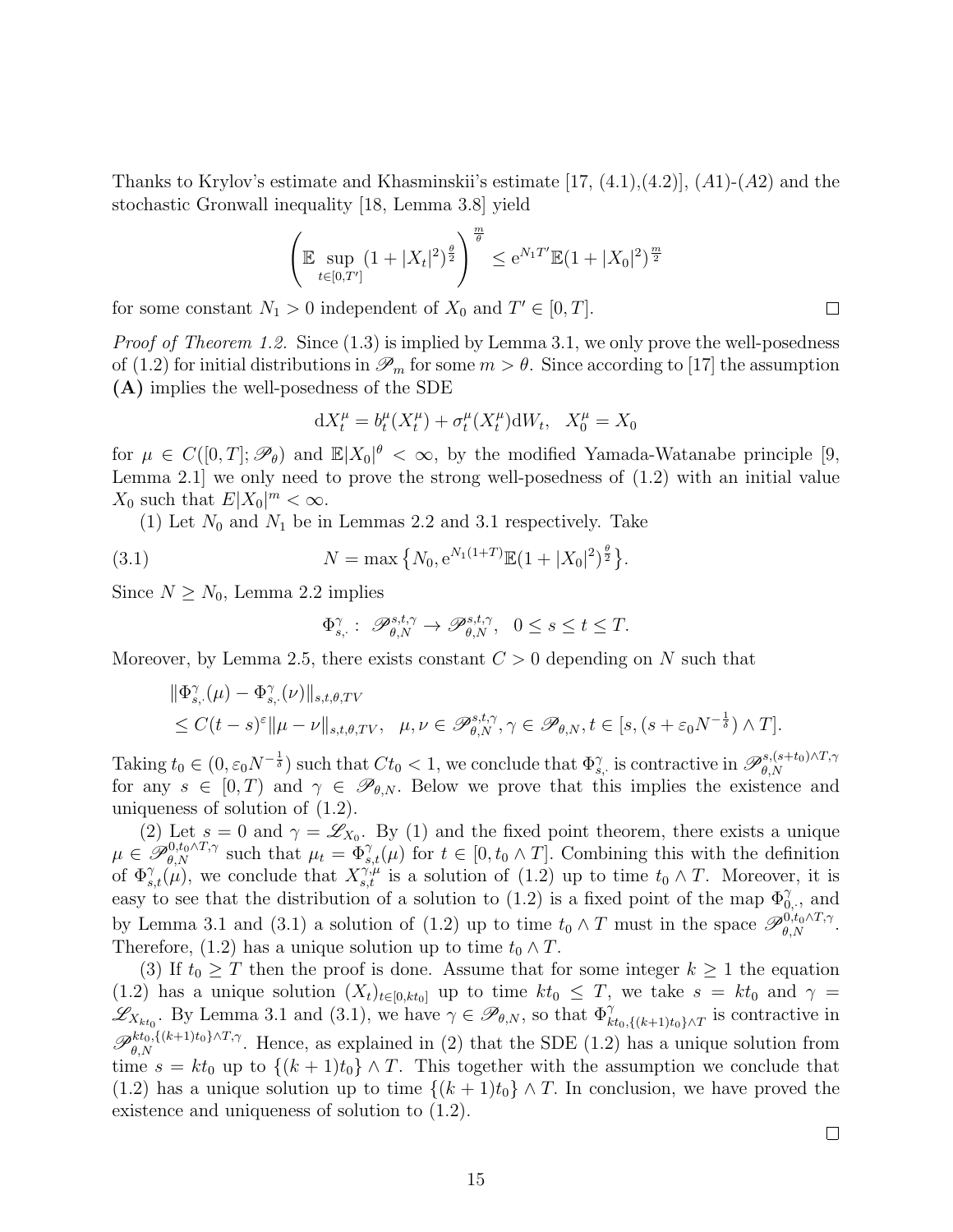Thanks to Krylov's estimate and Khasminskii's estimate [17, (4.1),(4.2)], $(A1)$-$(A2)$ and the stochastic Gronwall inequality [18, Lemma 3.8] yield

$$\left(\mathbb{E}\sup_{t\in[0,T']}(1+|X_t|^2)^{\frac{\theta}{2}}\right)^{\frac{m}{\theta}} \le \mathrm{e}^{N_1 T'}\mathbb{E}(1+|X_0|^2)^{\frac{m}{2}}$$

for some constant $N_1 > 0$ independent of $X_0$ and $T' \in [0,T]$. $\square$

*Proof of Theorem 1.2.* Since (1.3) is implied by Lemma 3.1, we only prove the well-posedness of (1.2) for initial distributions in $\mathscr{P}_m$ for some $m > \theta$. Since according to [17] the assumption **(A)** implies the well-posedness of the SDE

$$\mathrm{d}X_t^\mu = b_t^\mu(X_t^\mu) + \sigma_t^\mu(X_t^\mu)\mathrm{d}W_t, \quad X_0^\mu = X_0$$

for $\mu \in C([0,T];\mathscr{P}_\theta)$ and $\mathbb{E}|X_0|^\theta < \infty$, by the modified Yamada-Watanabe principle [9, Lemma 2.1] we only need to prove the strong well-posedness of (1.2) with an initial value $X_0$ such that $E|X_0|^m < \infty$.

(1) Let $N_0$ and $N_1$ be in Lemmas 2.2 and 3.1 respectively. Take

$$N = \max\left\{N_0, \mathrm{e}^{N_1(1+T)}\mathbb{E}(1+|X_0|^2)^{\frac{\theta}{2}}\right\}. \tag{3.1}$$

Since $N \ge N_0$, Lemma 2.2 implies

$$\Phi_{s,\cdot}^\gamma : \mathscr{P}_{\theta,N}^{s,t,\gamma} \to \mathscr{P}_{\theta,N}^{s,t,\gamma}, \quad 0 \le s \le t \le T.$$

Moreover, by Lemma 2.5, there exists constant $C > 0$ depending on $N$ such that

$$\begin{aligned}
&\|\Phi_{s,\cdot}^\gamma(\mu) - \Phi_{s,\cdot}^\gamma(\nu)\|_{s,t,\theta,TV} \\
&\le C(t-s)^\varepsilon \|\mu - \nu\|_{s,t,\theta,TV}, \quad \mu,\nu \in \mathscr{P}_{\theta,N}^{s,t,\gamma}, \gamma \in \mathscr{P}_{\theta,N}, t \in [s,(s+\varepsilon_0 N^{-\frac{1}{\delta}}) \wedge T].
\end{aligned}$$

Taking $t_0 \in (0, \varepsilon_0 N^{-\frac{1}{\delta}})$ such that $Ct_0 < 1$, we conclude that $\Phi_{s,\cdot}^\gamma$ is contractive in $\mathscr{P}_{\theta,N}^{s,(s+t_0)\wedge T,\gamma}$ for any $s \in [0,T)$ and $\gamma \in \mathscr{P}_{\theta,N}$. Below we prove that this implies the existence and uniqueness of solution of (1.2).

(2) Let $s = 0$ and $\gamma = \mathscr{L}_{X_0}$. By (1) and the fixed point theorem, there exists a unique $\mu \in \mathscr{P}_{\theta,N}^{0,t_0\wedge T,\gamma}$ such that $\mu_t = \Phi_{s,t}^\gamma(\mu)$ for $t \in [0, t_0 \wedge T]$. Combining this with the definition of $\Phi_{s,t}^\gamma(\mu)$, we conclude that $X_{s,t}^{\gamma,\mu}$ is a solution of (1.2) up to time $t_0 \wedge T$. Moreover, it is easy to see that the distribution of a solution to (1.2) is a fixed point of the map $\Phi_{0,\cdot}^\gamma$, and by Lemma 3.1 and (3.1) a solution of (1.2) up to time $t_0 \wedge T$ must in the space $\mathscr{P}_{\theta,N}^{0,t_0\wedge T,\gamma}$. Therefore, (1.2) has a unique solution up to time $t_0 \wedge T$.

(3) If $t_0 \ge T$ then the proof is done. Assume that for some integer $k \ge 1$ the equation (1.2) has a unique solution $(X_t)_{t\in[0,kt_0]}$ up to time $kt_0 \le T$, we take $s = kt_0$ and $\gamma = \mathscr{L}_{X_{kt_0}}$. By Lemma 3.1 and (3.1), we have $\gamma \in \mathscr{P}_{\theta,N}$, so that $\Phi_{kt_0,\{(k+1)t_0\}\wedge T}^\gamma$ is contractive in $\mathscr{P}_{\theta,N}^{kt_0,\{(k+1)t_0\}\wedge T,\gamma}$. Hence, as explained in (2) that the SDE (1.2) has a unique solution from time $s = kt_0$ up to $\{(k+1)t_0\} \wedge T$. This together with the assumption we conclude that (1.2) has a unique solution up to time $\{(k+1)t_0\} \wedge T$. In conclusion, we have proved the existence and uniqueness of solution to (1.2).

$\square$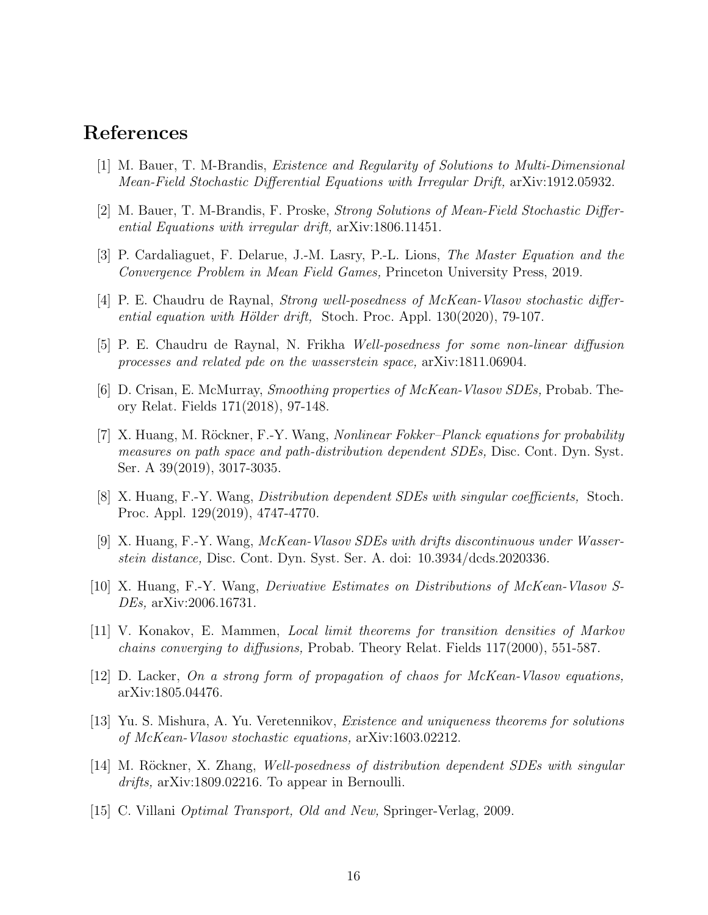## References

[1] M. Bauer, T. M-Brandis, *Existence and Regularity of Solutions to Multi-Dimensional Mean-Field Stochastic Differential Equations with Irregular Drift,* arXiv:1912.05932.

[2] M. Bauer, T. M-Brandis, F. Proske, *Strong Solutions of Mean-Field Stochastic Differential Equations with irregular drift,* arXiv:1806.11451.

[3] P. Cardaliaguet, F. Delarue, J.-M. Lasry, P.-L. Lions, *The Master Equation and the Convergence Problem in Mean Field Games,* Princeton University Press, 2019.

[4] P. E. Chaudru de Raynal, *Strong well-posedness of McKean-Vlasov stochastic differential equation with Hölder drift,* Stoch. Proc. Appl. 130(2020), 79-107.

[5] P. E. Chaudru de Raynal, N. Frikha *Well-posedness for some non-linear diffusion processes and related pde on the wasserstein space,* arXiv:1811.06904.

[6] D. Crisan, E. McMurray, *Smoothing properties of McKean-Vlasov SDEs,* Probab. Theory Relat. Fields 171(2018), 97-148.

[7] X. Huang, M. Röckner, F.-Y. Wang, *Nonlinear Fokker–Planck equations for probability measures on path space and path-distribution dependent SDEs,* Disc. Cont. Dyn. Syst. Ser. A 39(2019), 3017-3035.

[8] X. Huang, F.-Y. Wang, *Distribution dependent SDEs with singular coefficients,* Stoch. Proc. Appl. 129(2019), 4747-4770.

[9] X. Huang, F.-Y. Wang, *McKean-Vlasov SDEs with drifts discontinuous under Wasserstein distance,* Disc. Cont. Dyn. Syst. Ser. A. doi: 10.3934/dcds.2020336.

[10] X. Huang, F.-Y. Wang, *Derivative Estimates on Distributions of McKean-Vlasov S-DEs,* arXiv:2006.16731.

[11] V. Konakov, E. Mammen, *Local limit theorems for transition densities of Markov chains converging to diffusions,* Probab. Theory Relat. Fields 117(2000), 551-587.

[12] D. Lacker, *On a strong form of propagation of chaos for McKean-Vlasov equations,* arXiv:1805.04476.

[13] Yu. S. Mishura, A. Yu. Veretennikov, *Existence and uniqueness theorems for solutions of McKean-Vlasov stochastic equations,* arXiv:1603.02212.

[14] M. Röckner, X. Zhang, *Well-posedness of distribution dependent SDEs with singular drifts,* arXiv:1809.02216. To appear in Bernoulli.

[15] C. Villani *Optimal Transport, Old and New,* Springer-Verlag, 2009.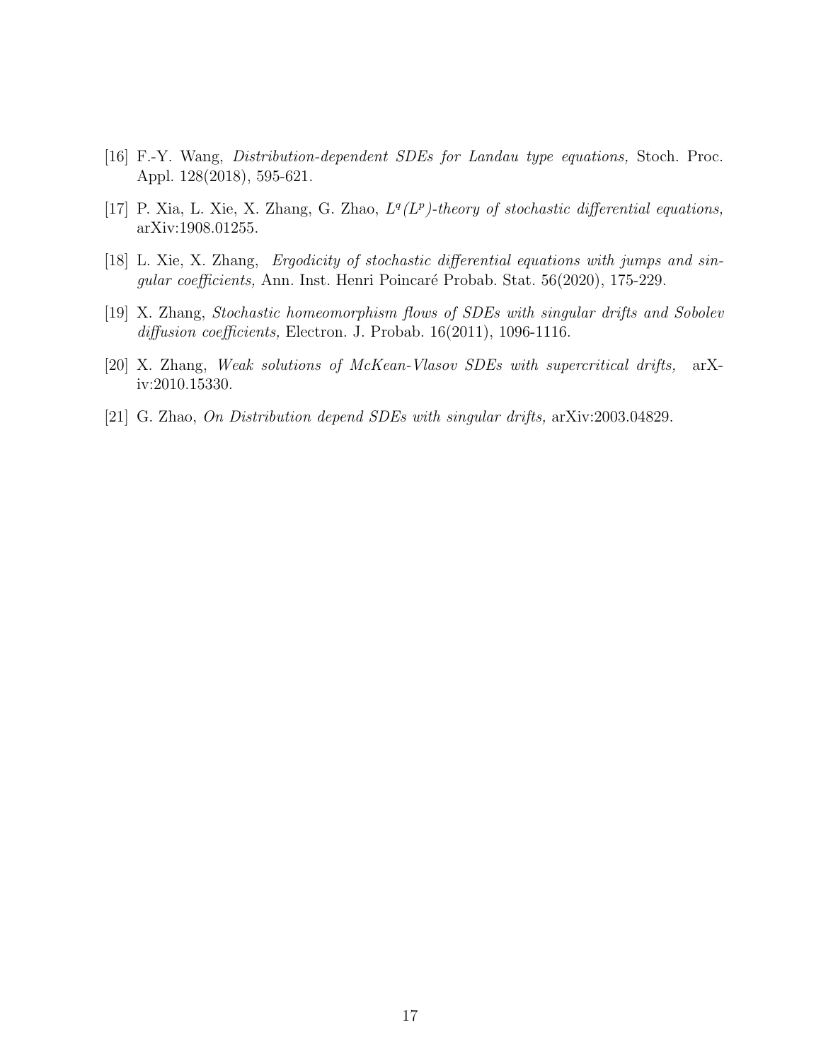[16] F.-Y. Wang, *Distribution-dependent SDEs for Landau type equations,* Stoch. Proc. Appl. 128(2018), 595-621.

[17] P. Xia, L. Xie, X. Zhang, G. Zhao, *$L^q(L^p)$-theory of stochastic differential equations,* arXiv:1908.01255.

[18] L. Xie, X. Zhang, *Ergodicity of stochastic differential equations with jumps and singular coefficients,* Ann. Inst. Henri Poincaré Probab. Stat. 56(2020), 175-229.

[19] X. Zhang, *Stochastic homeomorphism flows of SDEs with singular drifts and Sobolev diffusion coefficients,* Electron. J. Probab. 16(2011), 1096-1116.

[20] X. Zhang, *Weak solutions of McKean-Vlasov SDEs with supercritical drifts,* arXiv:2010.15330.

[21] G. Zhao, *On Distribution depend SDEs with singular drifts,* arXiv:2003.04829.